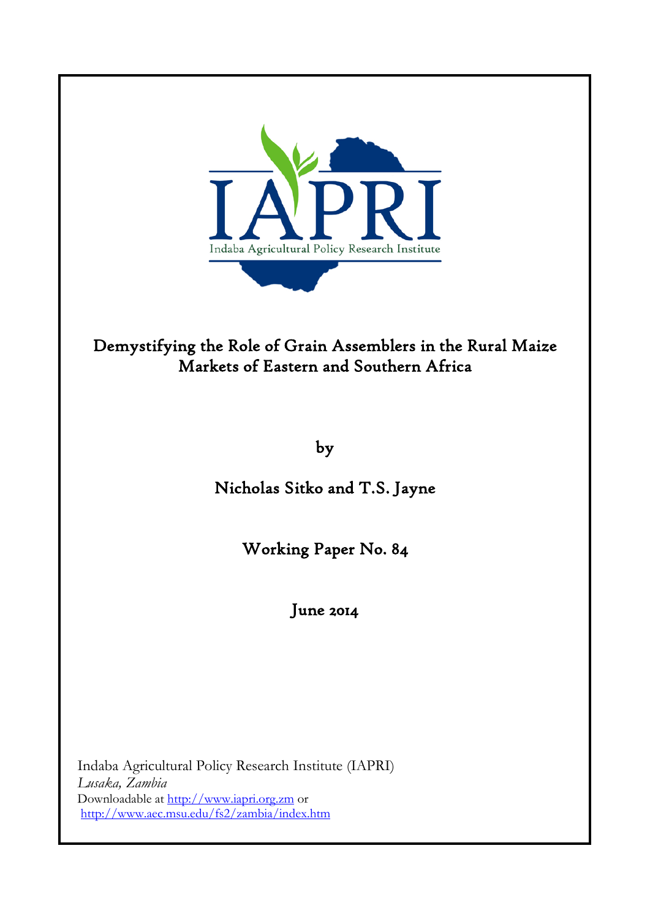# Demystifying the Role of Grain Assemblers in the Rural Maize Markets of Eastern and Southern Africa

by

Nicholas Sitko and T.S. Jayne

Working Paper No. 84

June 2014

Indaba Agricultural Policy Research Institute (IAPRI)
*Lusaka, Zambia*
Downloadable at http://www.iapri.org.zm or
http://www.aec.msu.edu/fs2/zambia/index.htm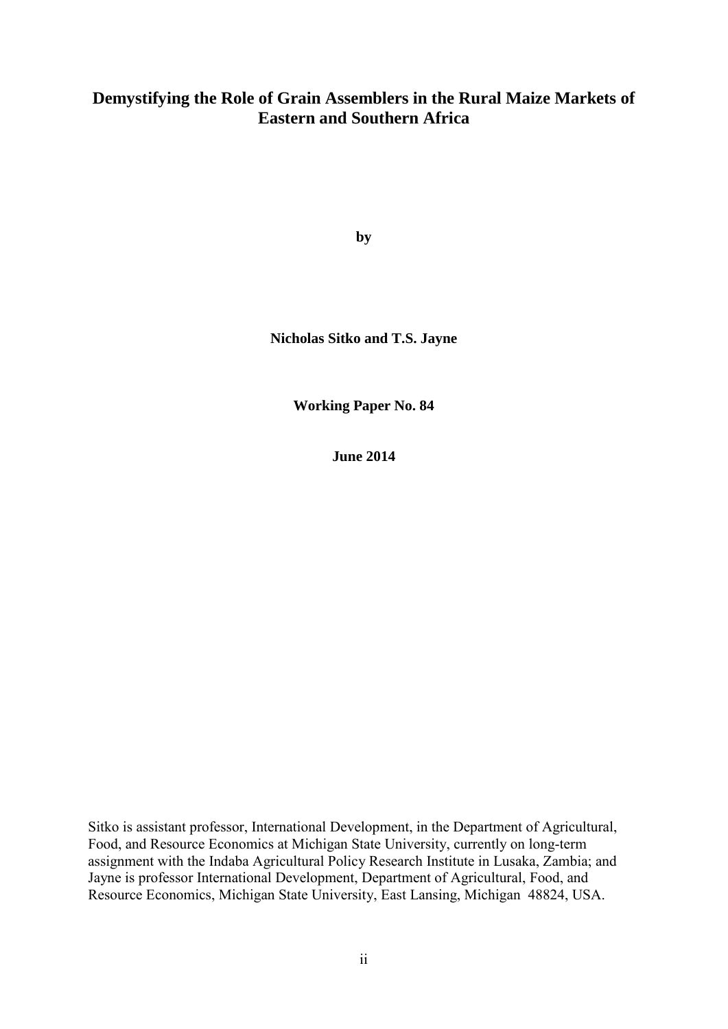# Demystifying the Role of Grain Assemblers in the Rural Maize Markets of Eastern and Southern Africa

**by**

**Nicholas Sitko and T.S. Jayne**

**Working Paper No. 84**

**June 2014**

Sitko is assistant professor, International Development, in the Department of Agricultural, Food, and Resource Economics at Michigan State University, currently on long-term assignment with the Indaba Agricultural Policy Research Institute in Lusaka, Zambia; and Jayne is professor International Development, Department of Agricultural, Food, and Resource Economics, Michigan State University, East Lansing, Michigan 48824, USA.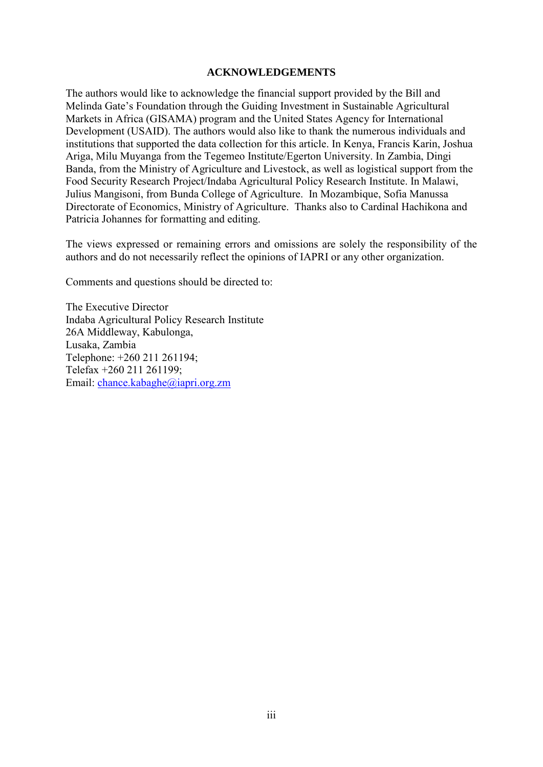## ACKNOWLEDGEMENTS

The authors would like to acknowledge the financial support provided by the Bill and Melinda Gate's Foundation through the Guiding Investment in Sustainable Agricultural Markets in Africa (GISAMA) program and the United States Agency for International Development (USAID). The authors would also like to thank the numerous individuals and institutions that supported the data collection for this article. In Kenya, Francis Karin, Joshua Ariga, Milu Muyanga from the Tegemeo Institute/Egerton University. In Zambia, Dingi Banda, from the Ministry of Agriculture and Livestock, as well as logistical support from the Food Security Research Project/Indaba Agricultural Policy Research Institute. In Malawi, Julius Mangisoni, from Bunda College of Agriculture. In Mozambique, Sofia Manussa Directorate of Economics, Ministry of Agriculture. Thanks also to Cardinal Hachikona and Patricia Johannes for formatting and editing.

The views expressed or remaining errors and omissions are solely the responsibility of the authors and do not necessarily reflect the opinions of IAPRI or any other organization.

Comments and questions should be directed to:

The Executive Director
Indaba Agricultural Policy Research Institute
26A Middleway, Kabulonga,
Lusaka, Zambia
Telephone: +260 211 261194;
Telefax +260 211 261199;
Email: chance.kabaghe@iapri.org.zm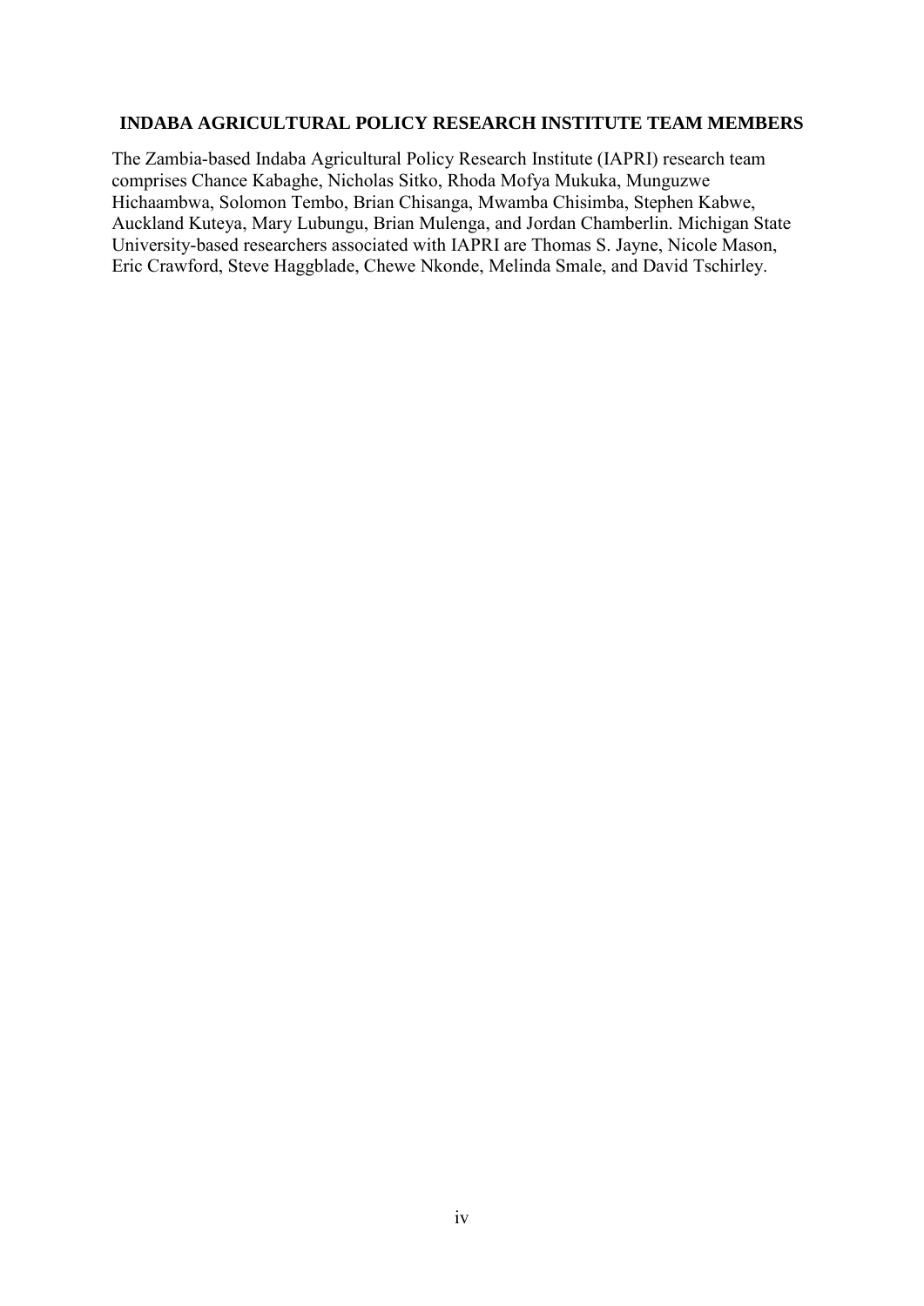## INDABA AGRICULTURAL POLICY RESEARCH INSTITUTE TEAM MEMBERS

The Zambia-based Indaba Agricultural Policy Research Institute (IAPRI) research team comprises Chance Kabaghe, Nicholas Sitko, Rhoda Mofya Mukuka, Munguzwe Hichaambwa, Solomon Tembo, Brian Chisanga, Mwamba Chisimba, Stephen Kabwe, Auckland Kuteya, Mary Lubungu, Brian Mulenga, and Jordan Chamberlin. Michigan State University-based researchers associated with IAPRI are Thomas S. Jayne, Nicole Mason, Eric Crawford, Steve Haggblade, Chewe Nkonde, Melinda Smale, and David Tschirley.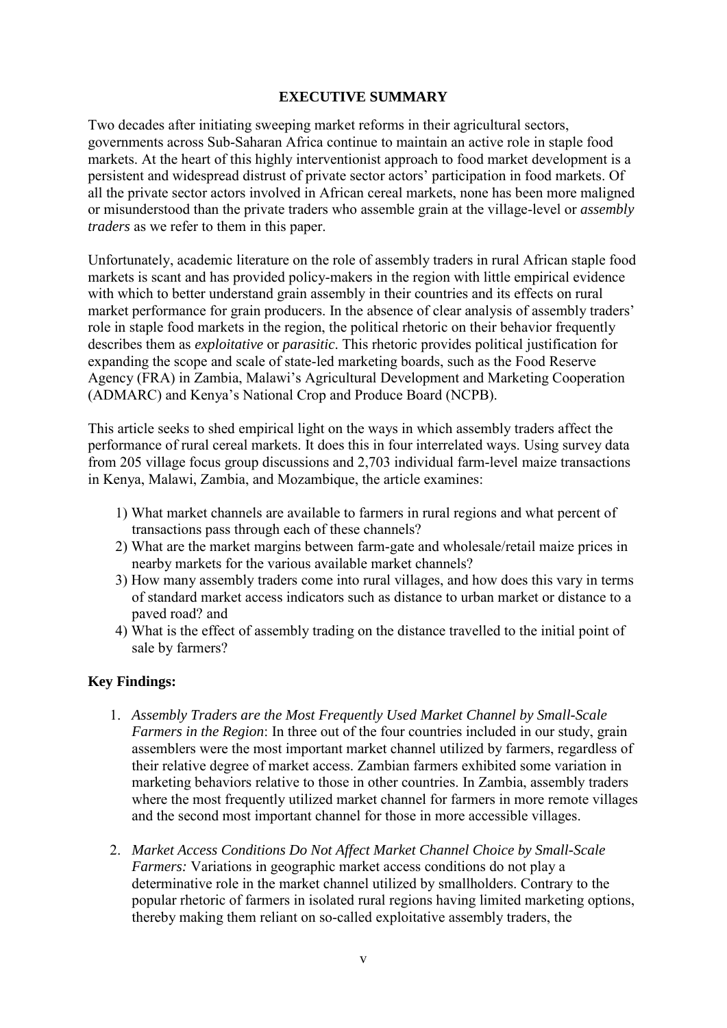## EXECUTIVE SUMMARY

Two decades after initiating sweeping market reforms in their agricultural sectors, governments across Sub-Saharan Africa continue to maintain an active role in staple food markets. At the heart of this highly interventionist approach to food market development is a persistent and widespread distrust of private sector actors' participation in food markets. Of all the private sector actors involved in African cereal markets, none has been more maligned or misunderstood than the private traders who assemble grain at the village-level or *assembly traders* as we refer to them in this paper.

Unfortunately, academic literature on the role of assembly traders in rural African staple food markets is scant and has provided policy-makers in the region with little empirical evidence with which to better understand grain assembly in their countries and its effects on rural market performance for grain producers. In the absence of clear analysis of assembly traders' role in staple food markets in the region, the political rhetoric on their behavior frequently describes them as *exploitative* or *parasitic*. This rhetoric provides political justification for expanding the scope and scale of state-led marketing boards, such as the Food Reserve Agency (FRA) in Zambia, Malawi's Agricultural Development and Marketing Cooperation (ADMARC) and Kenya's National Crop and Produce Board (NCPB).

This article seeks to shed empirical light on the ways in which assembly traders affect the performance of rural cereal markets. It does this in four interrelated ways. Using survey data from 205 village focus group discussions and 2,703 individual farm-level maize transactions in Kenya, Malawi, Zambia, and Mozambique, the article examines:

1) What market channels are available to farmers in rural regions and what percent of transactions pass through each of these channels?
2) What are the market margins between farm-gate and wholesale/retail maize prices in nearby markets for the various available market channels?
3) How many assembly traders come into rural villages, and how does this vary in terms of standard market access indicators such as distance to urban market or distance to a paved road? and
4) What is the effect of assembly trading on the distance travelled to the initial point of sale by farmers?

### Key Findings:

1. *Assembly Traders are the Most Frequently Used Market Channel by Small-Scale Farmers in the Region*: In three out of the four countries included in our study, grain assemblers were the most important market channel utilized by farmers, regardless of their relative degree of market access. Zambian farmers exhibited some variation in marketing behaviors relative to those in other countries. In Zambia, assembly traders where the most frequently utilized market channel for farmers in more remote villages and the second most important channel for those in more accessible villages.

2. *Market Access Conditions Do Not Affect Market Channel Choice by Small-Scale Farmers:* Variations in geographic market access conditions do not play a determinative role in the market channel utilized by smallholders. Contrary to the popular rhetoric of farmers in isolated rural regions having limited marketing options, thereby making them reliant on so-called exploitative assembly traders, the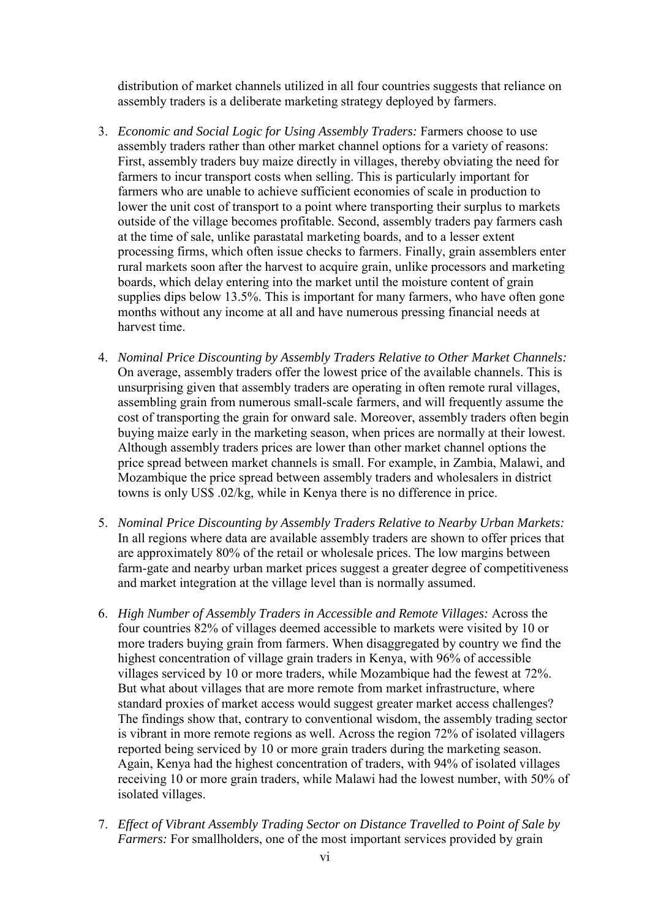distribution of market channels utilized in all four countries suggests that reliance on assembly traders is a deliberate marketing strategy deployed by farmers.

3. *Economic and Social Logic for Using Assembly Traders:* Farmers choose to use assembly traders rather than other market channel options for a variety of reasons: First, assembly traders buy maize directly in villages, thereby obviating the need for farmers to incur transport costs when selling. This is particularly important for farmers who are unable to achieve sufficient economies of scale in production to lower the unit cost of transport to a point where transporting their surplus to markets outside of the village becomes profitable. Second, assembly traders pay farmers cash at the time of sale, unlike parastatal marketing boards, and to a lesser extent processing firms, which often issue checks to farmers. Finally, grain assemblers enter rural markets soon after the harvest to acquire grain, unlike processors and marketing boards, which delay entering into the market until the moisture content of grain supplies dips below 13.5%. This is important for many farmers, who have often gone months without any income at all and have numerous pressing financial needs at harvest time.

4. *Nominal Price Discounting by Assembly Traders Relative to Other Market Channels:* On average, assembly traders offer the lowest price of the available channels. This is unsurprising given that assembly traders are operating in often remote rural villages, assembling grain from numerous small-scale farmers, and will frequently assume the cost of transporting the grain for onward sale. Moreover, assembly traders often begin buying maize early in the marketing season, when prices are normally at their lowest. Although assembly traders prices are lower than other market channel options the price spread between market channels is small. For example, in Zambia, Malawi, and Mozambique the price spread between assembly traders and wholesalers in district towns is only US$ .02/kg, while in Kenya there is no difference in price.

5. *Nominal Price Discounting by Assembly Traders Relative to Nearby Urban Markets:* In all regions where data are available assembly traders are shown to offer prices that are approximately 80% of the retail or wholesale prices. The low margins between farm-gate and nearby urban market prices suggest a greater degree of competitiveness and market integration at the village level than is normally assumed.

6. *High Number of Assembly Traders in Accessible and Remote Villages:* Across the four countries 82% of villages deemed accessible to markets were visited by 10 or more traders buying grain from farmers. When disaggregated by country we find the highest concentration of village grain traders in Kenya, with 96% of accessible villages serviced by 10 or more traders, while Mozambique had the fewest at 72%. But what about villages that are more remote from market infrastructure, where standard proxies of market access would suggest greater market access challenges? The findings show that, contrary to conventional wisdom, the assembly trading sector is vibrant in more remote regions as well. Across the region 72% of isolated villagers reported being serviced by 10 or more grain traders during the marketing season. Again, Kenya had the highest concentration of traders, with 94% of isolated villages receiving 10 or more grain traders, while Malawi had the lowest number, with 50% of isolated villages.

7. *Effect of Vibrant Assembly Trading Sector on Distance Travelled to Point of Sale by Farmers:* For smallholders, one of the most important services provided by grain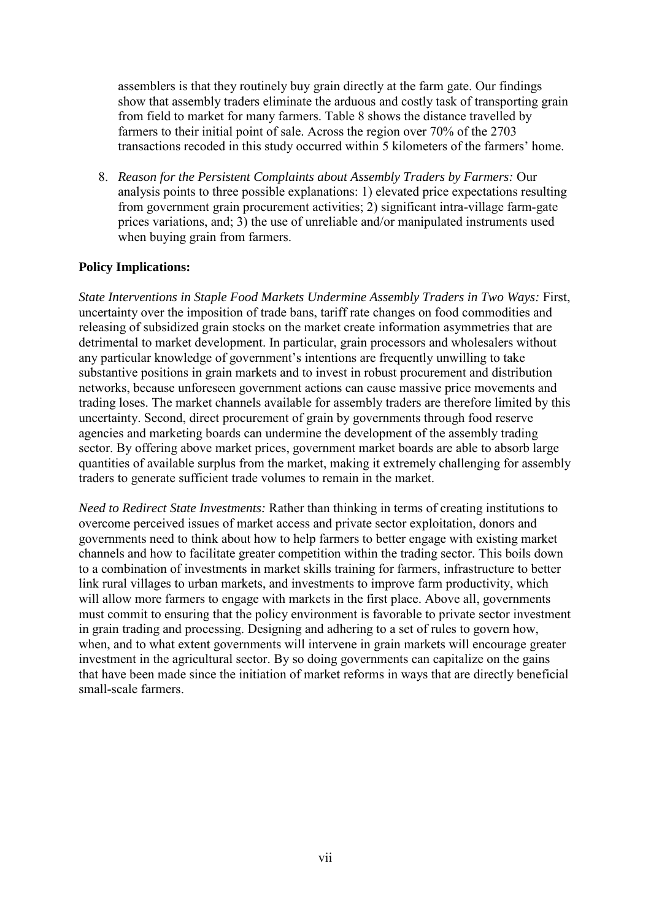assemblers is that they routinely buy grain directly at the farm gate. Our findings show that assembly traders eliminate the arduous and costly task of transporting grain from field to market for many farmers. Table 8 shows the distance travelled by farmers to their initial point of sale. Across the region over 70% of the 2703 transactions recoded in this study occurred within 5 kilometers of the farmers' home.

8. *Reason for the Persistent Complaints about Assembly Traders by Farmers:* Our analysis points to three possible explanations: 1) elevated price expectations resulting from government grain procurement activities; 2) significant intra-village farm-gate prices variations, and; 3) the use of unreliable and/or manipulated instruments used when buying grain from farmers.

**Policy Implications:**

*State Interventions in Staple Food Markets Undermine Assembly Traders in Two Ways:* First, uncertainty over the imposition of trade bans, tariff rate changes on food commodities and releasing of subsidized grain stocks on the market create information asymmetries that are detrimental to market development. In particular, grain processors and wholesalers without any particular knowledge of government's intentions are frequently unwilling to take substantive positions in grain markets and to invest in robust procurement and distribution networks, because unforeseen government actions can cause massive price movements and trading loses. The market channels available for assembly traders are therefore limited by this uncertainty. Second, direct procurement of grain by governments through food reserve agencies and marketing boards can undermine the development of the assembly trading sector. By offering above market prices, government market boards are able to absorb large quantities of available surplus from the market, making it extremely challenging for assembly traders to generate sufficient trade volumes to remain in the market.

*Need to Redirect State Investments:* Rather than thinking in terms of creating institutions to overcome perceived issues of market access and private sector exploitation, donors and governments need to think about how to help farmers to better engage with existing market channels and how to facilitate greater competition within the trading sector. This boils down to a combination of investments in market skills training for farmers, infrastructure to better link rural villages to urban markets, and investments to improve farm productivity, which will allow more farmers to engage with markets in the first place. Above all, governments must commit to ensuring that the policy environment is favorable to private sector investment in grain trading and processing. Designing and adhering to a set of rules to govern how, when, and to what extent governments will intervene in grain markets will encourage greater investment in the agricultural sector. By so doing governments can capitalize on the gains that have been made since the initiation of market reforms in ways that are directly beneficial small-scale farmers.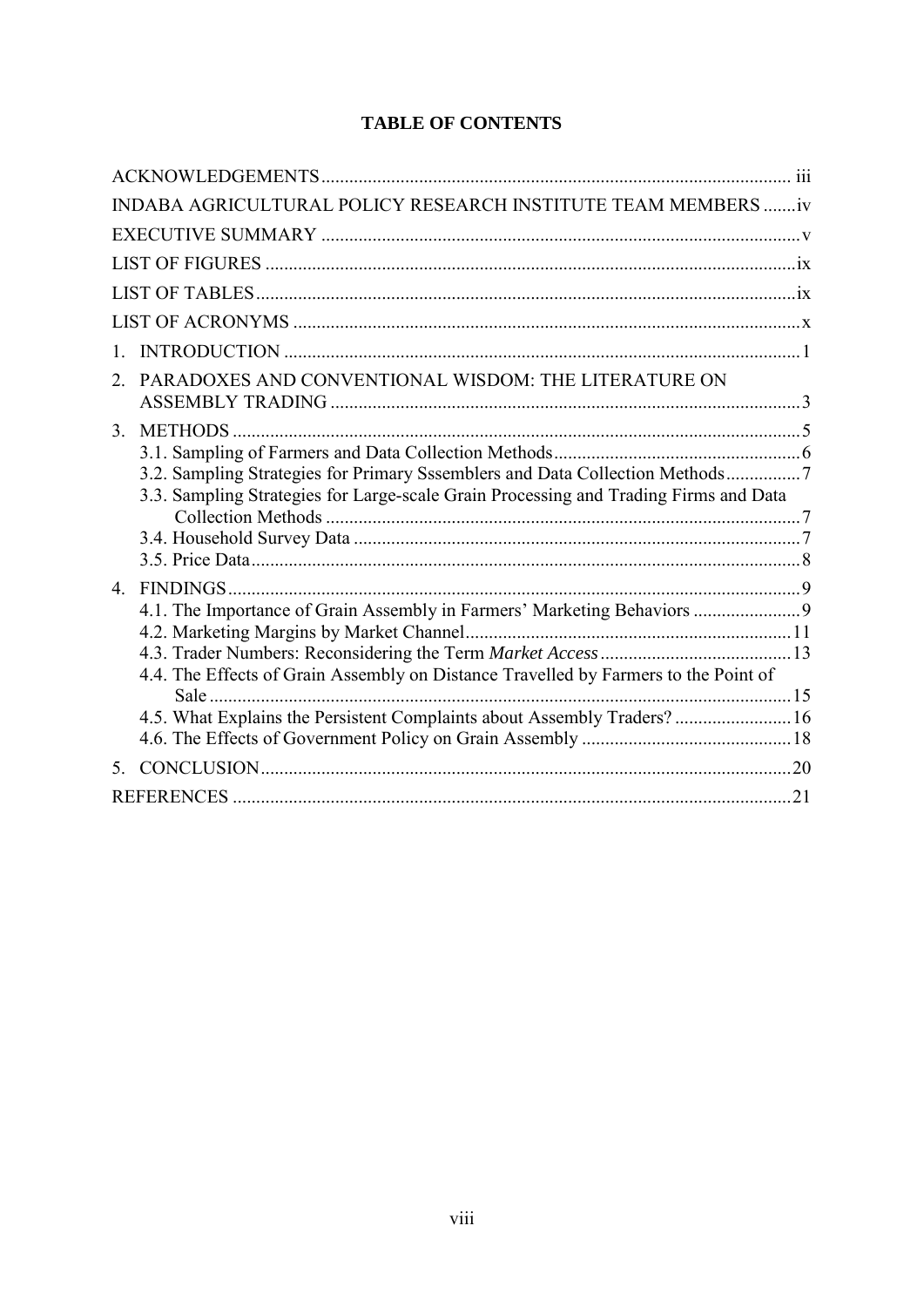## TABLE OF CONTENTS

ACKNOWLEDGEMENTS ..... iii

INDABA AGRICULTURAL POLICY RESEARCH INSTITUTE TEAM MEMBERS ..... iv

EXECUTIVE SUMMARY ..... v

LIST OF FIGURES ..... ix

LIST OF TABLES ..... ix

LIST OF ACRONYMS ..... x

1. INTRODUCTION ..... 1
2. PARADOXES AND CONVENTIONAL WISDOM: THE LITERATURE ON ASSEMBLY TRADING ..... 3
3. METHODS ..... 5
   - 3.1. Sampling of Farmers and Data Collection Methods ..... 6
   - 3.2. Sampling Strategies for Primary Sssemblers and Data Collection Methods ..... 7
   - 3.3. Sampling Strategies for Large-scale Grain Processing and Trading Firms and Data Collection Methods ..... 7
   - 3.4. Household Survey Data ..... 7
   - 3.5. Price Data ..... 8
4. FINDINGS ..... 9
   - 4.1. The Importance of Grain Assembly in Farmers' Marketing Behaviors ..... 9
   - 4.2. Marketing Margins by Market Channel ..... 11
   - 4.3. Trader Numbers: Reconsidering the Term *Market Access* ..... 13
   - 4.4. The Effects of Grain Assembly on Distance Travelled by Farmers to the Point of Sale ..... 15
   - 4.5. What Explains the Persistent Complaints about Assembly Traders? ..... 16
   - 4.6. The Effects of Government Policy on Grain Assembly ..... 18
5. CONCLUSION ..... 20

REFERENCES ..... 21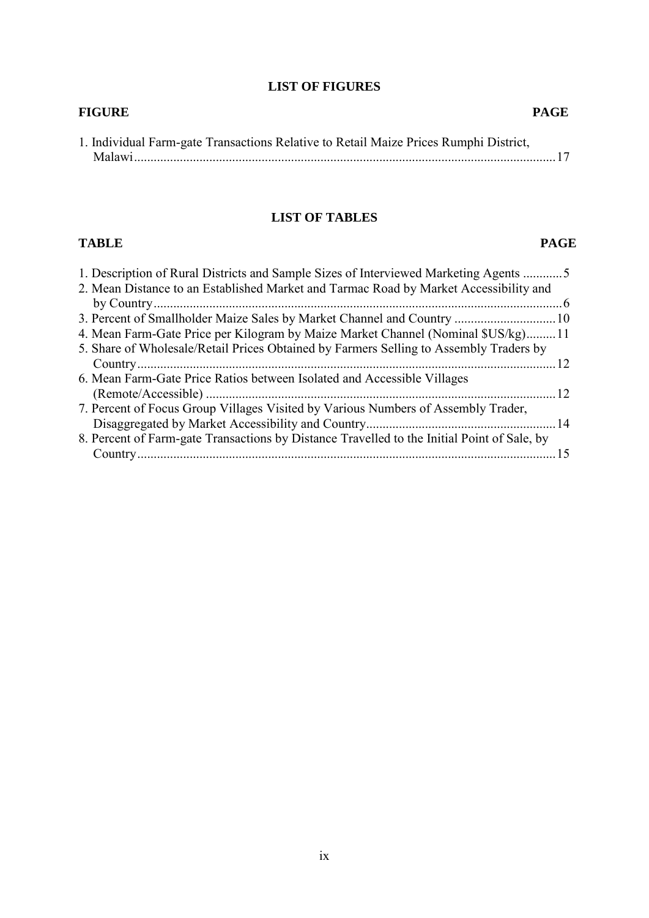## LIST OF FIGURES

| FIGURE | PAGE |
| --- | --- |
| 1. Individual Farm-gate Transactions Relative to Retail Maize Prices Rumphi District, Malawi | 17 |

## LIST OF TABLES

| TABLE | PAGE |
| --- | --- |
| 1. Description of Rural Districts and Sample Sizes of Interviewed Marketing Agents | 5 |
| 2. Mean Distance to an Established Market and Tarmac Road by Market Accessibility and by Country | 6 |
| 3. Percent of Smallholder Maize Sales by Market Channel and Country | 10 |
| 4. Mean Farm-Gate Price per Kilogram by Maize Market Channel (Nominal $US/kg) | 11 |
| 5. Share of Wholesale/Retail Prices Obtained by Farmers Selling to Assembly Traders by Country | 12 |
| 6. Mean Farm-Gate Price Ratios between Isolated and Accessible Villages (Remote/Accessible) | 12 |
| 7. Percent of Focus Group Villages Visited by Various Numbers of Assembly Trader, Disaggregated by Market Accessibility and Country | 14 |
| 8. Percent of Farm-gate Transactions by Distance Travelled to the Initial Point of Sale, by Country | 15 |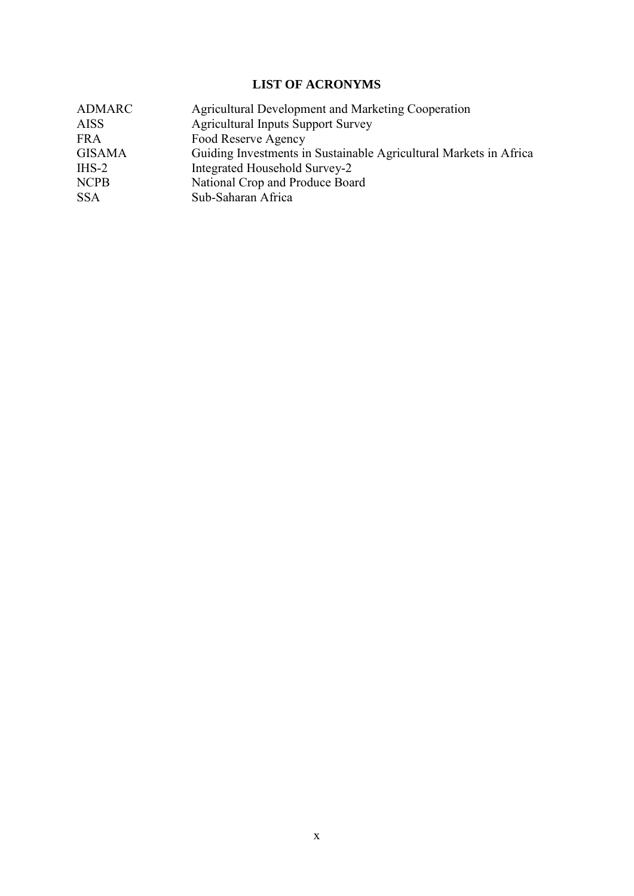## LIST OF ACRONYMS

| | |
|---|---|
| ADMARC | Agricultural Development and Marketing Cooperation |
| AISS | Agricultural Inputs Support Survey |
| FRA | Food Reserve Agency |
| GISAMA | Guiding Investments in Sustainable Agricultural Markets in Africa |
| IHS-2 | Integrated Household Survey-2 |
| NCPB | National Crop and Produce Board |
| SSA | Sub-Saharan Africa |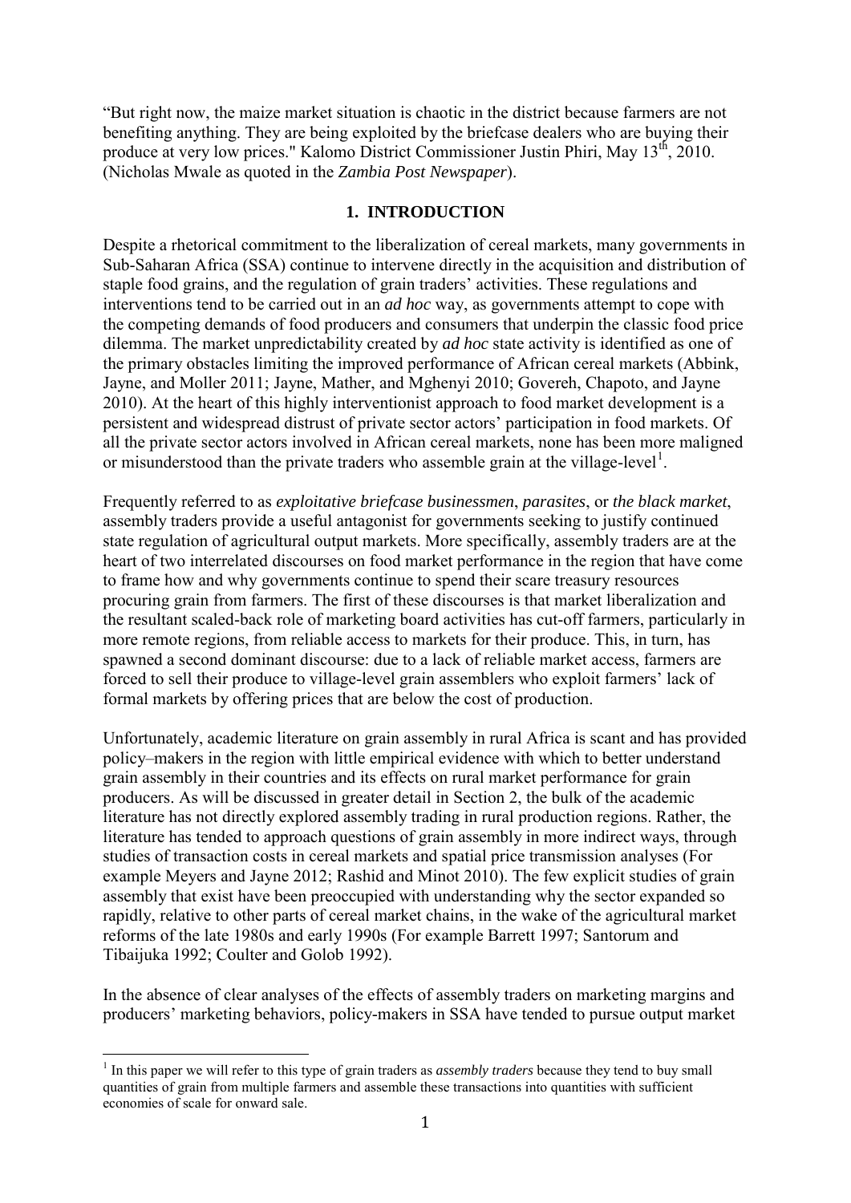"But right now, the maize market situation is chaotic in the district because farmers are not benefiting anything. They are being exploited by the briefcase dealers who are buying their produce at very low prices." Kalomo District Commissioner Justin Phiri, May 13th, 2010. (Nicholas Mwale as quoted in the *Zambia Post Newspaper*).

## 1. INTRODUCTION

Despite a rhetorical commitment to the liberalization of cereal markets, many governments in Sub-Saharan Africa (SSA) continue to intervene directly in the acquisition and distribution of staple food grains, and the regulation of grain traders' activities. These regulations and interventions tend to be carried out in an *ad hoc* way, as governments attempt to cope with the competing demands of food producers and consumers that underpin the classic food price dilemma. The market unpredictability created by *ad hoc* state activity is identified as one of the primary obstacles limiting the improved performance of African cereal markets (Abbink, Jayne, and Moller 2011; Jayne, Mather, and Mghenyi 2010; Govereh, Chapoto, and Jayne 2010). At the heart of this highly interventionist approach to food market development is a persistent and widespread distrust of private sector actors' participation in food markets. Of all the private sector actors involved in African cereal markets, none has been more maligned or misunderstood than the private traders who assemble grain at the village-level[1].

Frequently referred to as *exploitative briefcase businessmen*, *parasites*, or *the black market*, assembly traders provide a useful antagonist for governments seeking to justify continued state regulation of agricultural output markets. More specifically, assembly traders are at the heart of two interrelated discourses on food market performance in the region that have come to frame how and why governments continue to spend their scare treasury resources procuring grain from farmers. The first of these discourses is that market liberalization and the resultant scaled-back role of marketing board activities has cut-off farmers, particularly in more remote regions, from reliable access to markets for their produce. This, in turn, has spawned a second dominant discourse: due to a lack of reliable market access, farmers are forced to sell their produce to village-level grain assemblers who exploit farmers' lack of formal markets by offering prices that are below the cost of production.

Unfortunately, academic literature on grain assembly in rural Africa is scant and has provided policy–makers in the region with little empirical evidence with which to better understand grain assembly in their countries and its effects on rural market performance for grain producers. As will be discussed in greater detail in Section 2, the bulk of the academic literature has not directly explored assembly trading in rural production regions. Rather, the literature has tended to approach questions of grain assembly in more indirect ways, through studies of transaction costs in cereal markets and spatial price transmission analyses (For example Meyers and Jayne 2012; Rashid and Minot 2010). The few explicit studies of grain assembly that exist have been preoccupied with understanding why the sector expanded so rapidly, relative to other parts of cereal market chains, in the wake of the agricultural market reforms of the late 1980s and early 1990s (For example Barrett 1997; Santorum and Tibaijuka 1992; Coulter and Golob 1992).

In the absence of clear analyses of the effects of assembly traders on marketing margins and producers' marketing behaviors, policy-makers in SSA have tended to pursue output market

[1] In this paper we will refer to this type of grain traders as *assembly traders* because they tend to buy small quantities of grain from multiple farmers and assemble these transactions into quantities with sufficient economies of scale for onward sale.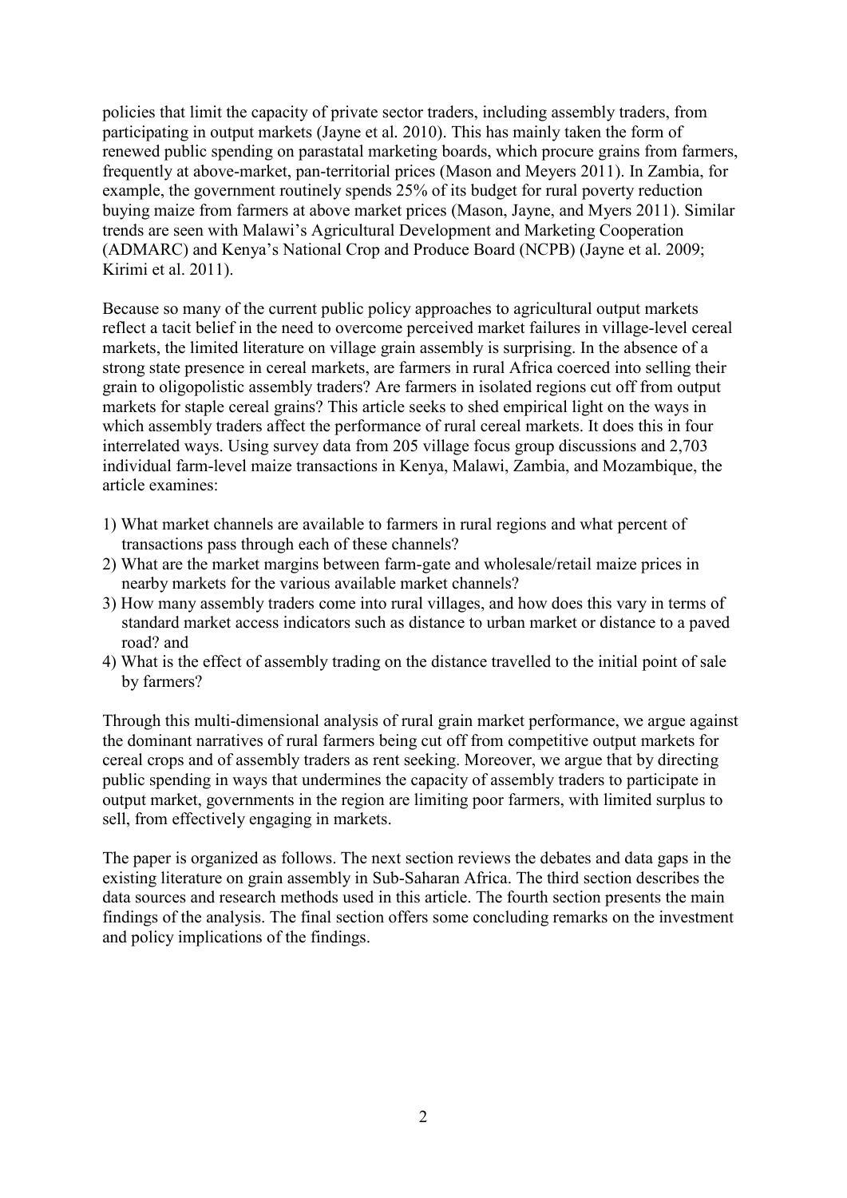policies that limit the capacity of private sector traders, including assembly traders, from participating in output markets (Jayne et al. 2010). This has mainly taken the form of renewed public spending on parastatal marketing boards, which procure grains from farmers, frequently at above-market, pan-territorial prices (Mason and Meyers 2011). In Zambia, for example, the government routinely spends 25% of its budget for rural poverty reduction buying maize from farmers at above market prices (Mason, Jayne, and Myers 2011). Similar trends are seen with Malawi's Agricultural Development and Marketing Cooperation (ADMARC) and Kenya's National Crop and Produce Board (NCPB) (Jayne et al. 2009; Kirimi et al. 2011).

Because so many of the current public policy approaches to agricultural output markets reflect a tacit belief in the need to overcome perceived market failures in village-level cereal markets, the limited literature on village grain assembly is surprising. In the absence of a strong state presence in cereal markets, are farmers in rural Africa coerced into selling their grain to oligopolistic assembly traders? Are farmers in isolated regions cut off from output markets for staple cereal grains? This article seeks to shed empirical light on the ways in which assembly traders affect the performance of rural cereal markets. It does this in four interrelated ways. Using survey data from 205 village focus group discussions and 2,703 individual farm-level maize transactions in Kenya, Malawi, Zambia, and Mozambique, the article examines:

1) What market channels are available to farmers in rural regions and what percent of transactions pass through each of these channels?
2) What are the market margins between farm-gate and wholesale/retail maize prices in nearby markets for the various available market channels?
3) How many assembly traders come into rural villages, and how does this vary in terms of standard market access indicators such as distance to urban market or distance to a paved road? and
4) What is the effect of assembly trading on the distance travelled to the initial point of sale by farmers?

Through this multi-dimensional analysis of rural grain market performance, we argue against the dominant narratives of rural farmers being cut off from competitive output markets for cereal crops and of assembly traders as rent seeking. Moreover, we argue that by directing public spending in ways that undermines the capacity of assembly traders to participate in output market, governments in the region are limiting poor farmers, with limited surplus to sell, from effectively engaging in markets.

The paper is organized as follows. The next section reviews the debates and data gaps in the existing literature on grain assembly in Sub-Saharan Africa. The third section describes the data sources and research methods used in this article. The fourth section presents the main findings of the analysis. The final section offers some concluding remarks on the investment and policy implications of the findings.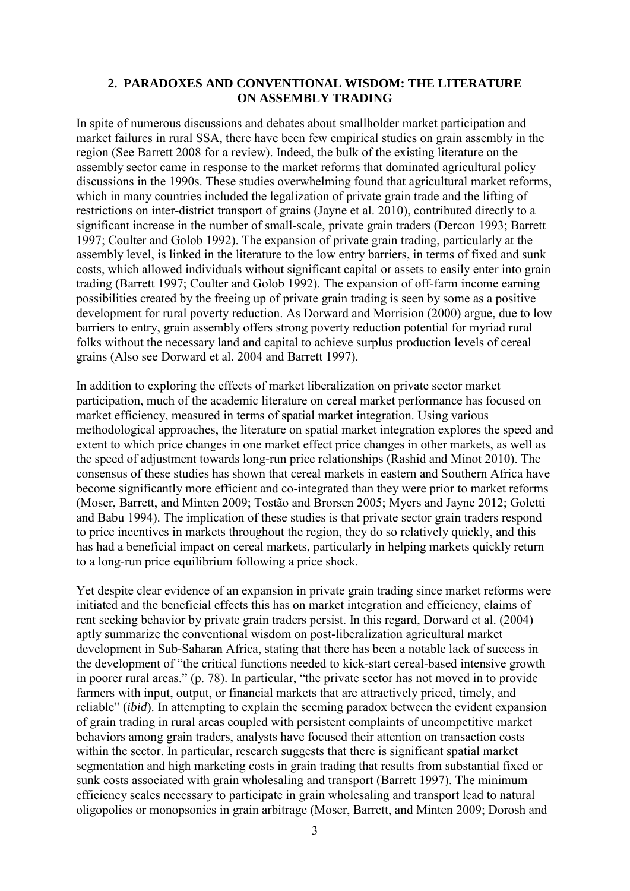## 2. PARADOXES AND CONVENTIONAL WISDOM: THE LITERATURE ON ASSEMBLY TRADING

In spite of numerous discussions and debates about smallholder market participation and market failures in rural SSA, there have been few empirical studies on grain assembly in the region (See Barrett 2008 for a review). Indeed, the bulk of the existing literature on the assembly sector came in response to the market reforms that dominated agricultural policy discussions in the 1990s. These studies overwhelming found that agricultural market reforms, which in many countries included the legalization of private grain trade and the lifting of restrictions on inter-district transport of grains (Jayne et al. 2010), contributed directly to a significant increase in the number of small-scale, private grain traders (Dercon 1993; Barrett 1997; Coulter and Golob 1992). The expansion of private grain trading, particularly at the assembly level, is linked in the literature to the low entry barriers, in terms of fixed and sunk costs, which allowed individuals without significant capital or assets to easily enter into grain trading (Barrett 1997; Coulter and Golob 1992). The expansion of off-farm income earning possibilities created by the freeing up of private grain trading is seen by some as a positive development for rural poverty reduction. As Dorward and Morrision (2000) argue, due to low barriers to entry, grain assembly offers strong poverty reduction potential for myriad rural folks without the necessary land and capital to achieve surplus production levels of cereal grains (Also see Dorward et al. 2004 and Barrett 1997).

In addition to exploring the effects of market liberalization on private sector market participation, much of the academic literature on cereal market performance has focused on market efficiency, measured in terms of spatial market integration. Using various methodological approaches, the literature on spatial market integration explores the speed and extent to which price changes in one market effect price changes in other markets, as well as the speed of adjustment towards long-run price relationships (Rashid and Minot 2010). The consensus of these studies has shown that cereal markets in eastern and Southern Africa have become significantly more efficient and co-integrated than they were prior to market reforms (Moser, Barrett, and Minten 2009; Tostão and Brorsen 2005; Myers and Jayne 2012; Goletti and Babu 1994). The implication of these studies is that private sector grain traders respond to price incentives in markets throughout the region, they do so relatively quickly, and this has had a beneficial impact on cereal markets, particularly in helping markets quickly return to a long-run price equilibrium following a price shock.

Yet despite clear evidence of an expansion in private grain trading since market reforms were initiated and the beneficial effects this has on market integration and efficiency, claims of rent seeking behavior by private grain traders persist. In this regard, Dorward et al. (2004) aptly summarize the conventional wisdom on post-liberalization agricultural market development in Sub-Saharan Africa, stating that there has been a notable lack of success in the development of "the critical functions needed to kick-start cereal-based intensive growth in poorer rural areas." (p. 78). In particular, "the private sector has not moved in to provide farmers with input, output, or financial markets that are attractively priced, timely, and reliable" (*ibid*). In attempting to explain the seeming paradox between the evident expansion of grain trading in rural areas coupled with persistent complaints of uncompetitive market behaviors among grain traders, analysts have focused their attention on transaction costs within the sector. In particular, research suggests that there is significant spatial market segmentation and high marketing costs in grain trading that results from substantial fixed or sunk costs associated with grain wholesaling and transport (Barrett 1997). The minimum efficiency scales necessary to participate in grain wholesaling and transport lead to natural oligopolies or monopsonies in grain arbitrage (Moser, Barrett, and Minten 2009; Dorosh and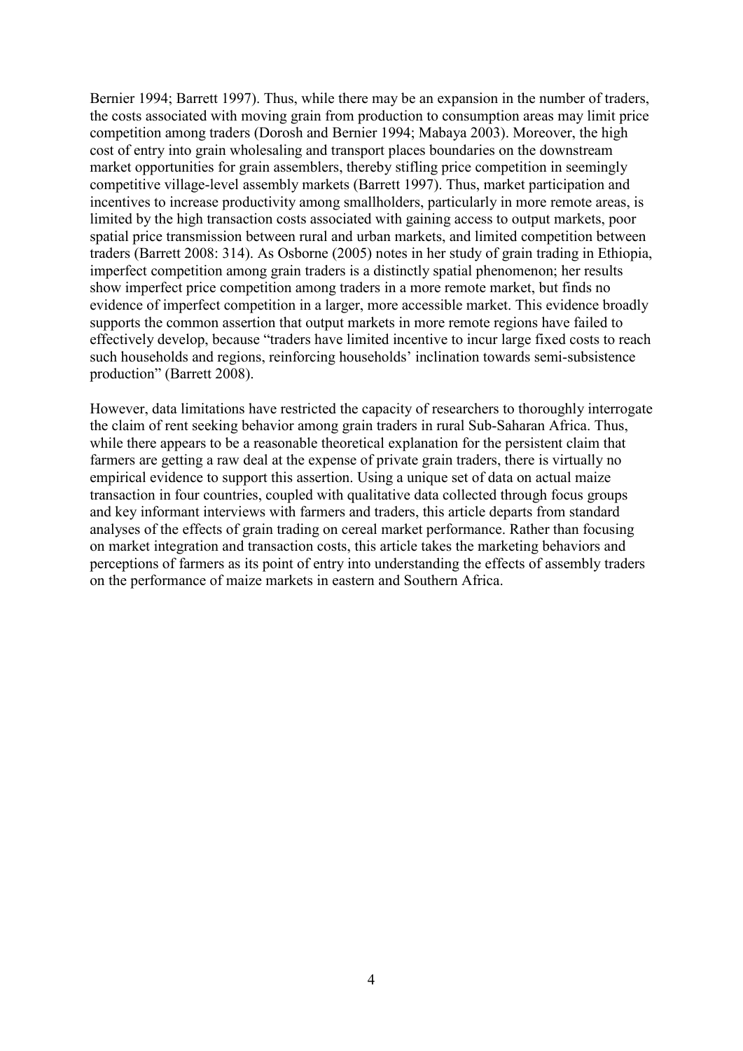Bernier 1994; Barrett 1997). Thus, while there may be an expansion in the number of traders, the costs associated with moving grain from production to consumption areas may limit price competition among traders (Dorosh and Bernier 1994; Mabaya 2003). Moreover, the high cost of entry into grain wholesaling and transport places boundaries on the downstream market opportunities for grain assemblers, thereby stifling price competition in seemingly competitive village-level assembly markets (Barrett 1997). Thus, market participation and incentives to increase productivity among smallholders, particularly in more remote areas, is limited by the high transaction costs associated with gaining access to output markets, poor spatial price transmission between rural and urban markets, and limited competition between traders (Barrett 2008: 314). As Osborne (2005) notes in her study of grain trading in Ethiopia, imperfect competition among grain traders is a distinctly spatial phenomenon; her results show imperfect price competition among traders in a more remote market, but finds no evidence of imperfect competition in a larger, more accessible market. This evidence broadly supports the common assertion that output markets in more remote regions have failed to effectively develop, because "traders have limited incentive to incur large fixed costs to reach such households and regions, reinforcing households' inclination towards semi-subsistence production" (Barrett 2008).

However, data limitations have restricted the capacity of researchers to thoroughly interrogate the claim of rent seeking behavior among grain traders in rural Sub-Saharan Africa. Thus, while there appears to be a reasonable theoretical explanation for the persistent claim that farmers are getting a raw deal at the expense of private grain traders, there is virtually no empirical evidence to support this assertion. Using a unique set of data on actual maize transaction in four countries, coupled with qualitative data collected through focus groups and key informant interviews with farmers and traders, this article departs from standard analyses of the effects of grain trading on cereal market performance. Rather than focusing on market integration and transaction costs, this article takes the marketing behaviors and perceptions of farmers as its point of entry into understanding the effects of assembly traders on the performance of maize markets in eastern and Southern Africa.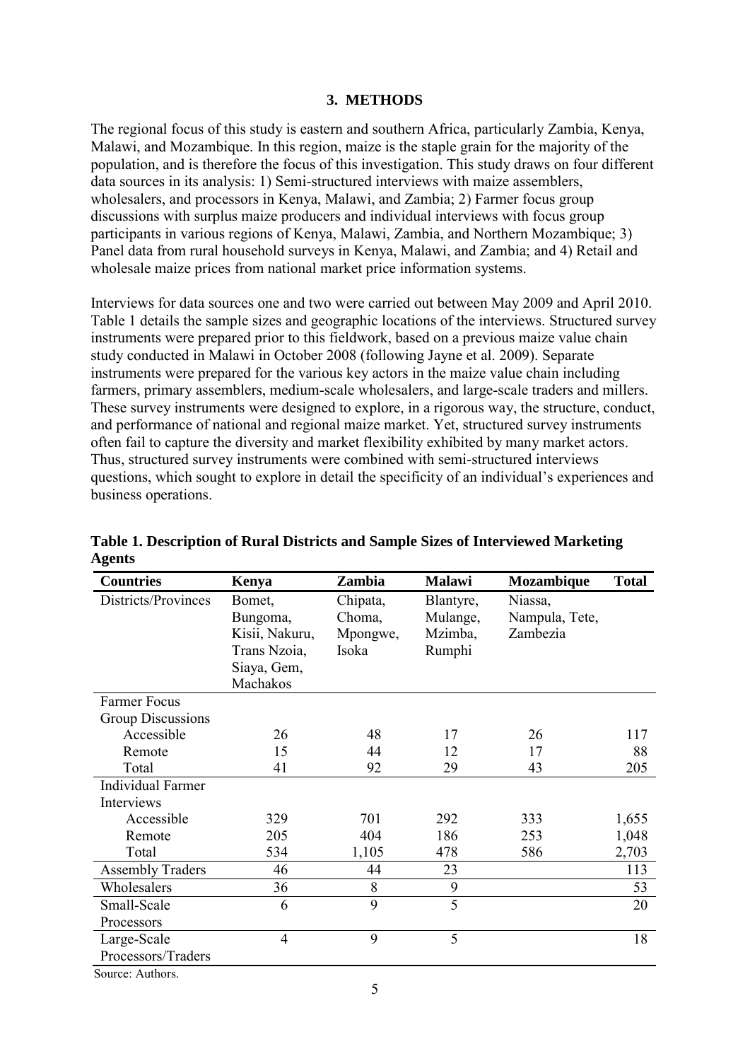## 3. METHODS

The regional focus of this study is eastern and southern Africa, particularly Zambia, Kenya, Malawi, and Mozambique. In this region, maize is the staple grain for the majority of the population, and is therefore the focus of this investigation. This study draws on four different data sources in its analysis: 1) Semi-structured interviews with maize assemblers, wholesalers, and processors in Kenya, Malawi, and Zambia; 2) Farmer focus group discussions with surplus maize producers and individual interviews with focus group participants in various regions of Kenya, Malawi, Zambia, and Northern Mozambique; 3) Panel data from rural household surveys in Kenya, Malawi, and Zambia; and 4) Retail and wholesale maize prices from national market price information systems.

Interviews for data sources one and two were carried out between May 2009 and April 2010. Table 1 details the sample sizes and geographic locations of the interviews. Structured survey instruments were prepared prior to this fieldwork, based on a previous maize value chain study conducted in Malawi in October 2008 (following Jayne et al. 2009). Separate instruments were prepared for the various key actors in the maize value chain including farmers, primary assemblers, medium-scale wholesalers, and large-scale traders and millers. These survey instruments were designed to explore, in a rigorous way, the structure, conduct, and performance of national and regional maize market. Yet, structured survey instruments often fail to capture the diversity and market flexibility exhibited by many market actors. Thus, structured survey instruments were combined with semi-structured interviews questions, which sought to explore in detail the specificity of an individual's experiences and business operations.

**Table 1. Description of Rural Districts and Sample Sizes of Interviewed Marketing Agents**

| Countries | Kenya | Zambia | Malawi | Mozambique | Total |
|---|---|---|---|---|---|
| Districts/Provinces | Bomet, Bungoma, Kisii, Nakuru, Trans Nzoia, Siaya, Gem, Machakos | Chipata, Choma, Mpongwe, Isoka | Blantyre, Mulange, Mzimba, Rumphi | Niassa, Nampula, Tete, Zambezia | |
| Farmer Focus Group Discussions | | | | | |
| Accessible | 26 | 48 | 17 | 26 | 117 |
| Remote | 15 | 44 | 12 | 17 | 88 |
| Total | 41 | 92 | 29 | 43 | 205 |
| Individual Farmer Interviews | | | | | |
| Accessible | 329 | 701 | 292 | 333 | 1,655 |
| Remote | 205 | 404 | 186 | 253 | 1,048 |
| Total | 534 | 1,105 | 478 | 586 | 2,703 |
| Assembly Traders | 46 | 44 | 23 | | 113 |
| Wholesalers | 36 | 8 | 9 | | 53 |
| Small-Scale Processors | 6 | 9 | 5 | | 20 |
| Large-Scale Processors/Traders | 4 | 9 | 5 | | 18 |

Source: Authors.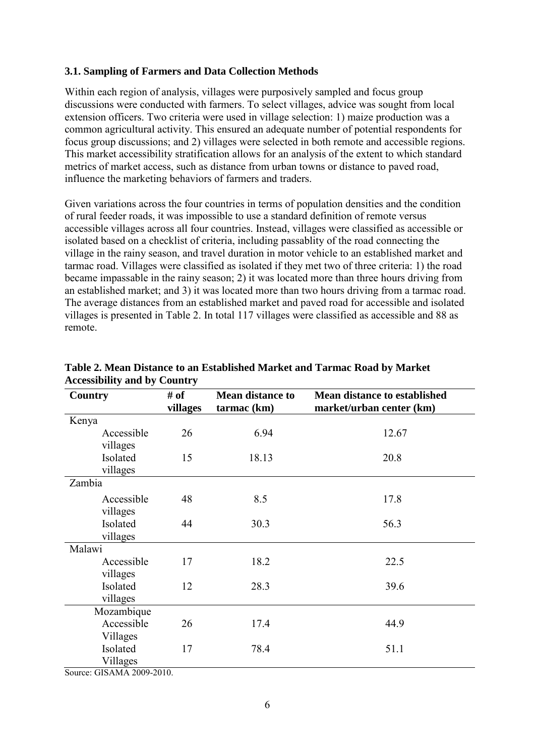### 3.1. Sampling of Farmers and Data Collection Methods

Within each region of analysis, villages were purposively sampled and focus group discussions were conducted with farmers. To select villages, advice was sought from local extension officers. Two criteria were used in village selection: 1) maize production was a common agricultural activity. This ensured an adequate number of potential respondents for focus group discussions; and 2) villages were selected in both remote and accessible regions. This market accessibility stratification allows for an analysis of the extent to which standard metrics of market access, such as distance from urban towns or distance to paved road, influence the marketing behaviors of farmers and traders.

Given variations across the four countries in terms of population densities and the condition of rural feeder roads, it was impossible to use a standard definition of remote versus accessible villages across all four countries. Instead, villages were classified as accessible or isolated based on a checklist of criteria, including passablity of the road connecting the village in the rainy season, and travel duration in motor vehicle to an established market and tarmac road. Villages were classified as isolated if they met two of three criteria: 1) the road became impassable in the rainy season; 2) it was located more than three hours driving from an established market; and 3) it was located more than two hours driving from a tarmac road. The average distances from an established market and paved road for accessible and isolated villages is presented in Table 2. In total 117 villages were classified as accessible and 88 as remote.

**Table 2. Mean Distance to an Established Market and Tarmac Road by Market Accessibility and by Country**

| Country | # of villages | Mean distance to tarmac (km) | Mean distance to established market/urban center (km) |
|---|---|---|---|
| Kenya | | | |
| Accessible villages | 26 | 6.94 | 12.67 |
| Isolated villages | 15 | 18.13 | 20.8 |
| Zambia | | | |
| Accessible villages | 48 | 8.5 | 17.8 |
| Isolated villages | 44 | 30.3 | 56.3 |
| Malawi | | | |
| Accessible villages | 17 | 18.2 | 22.5 |
| Isolated villages | 12 | 28.3 | 39.6 |
| Mozambique | | | |
| Accessible Villages | 26 | 17.4 | 44.9 |
| Isolated Villages | 17 | 78.4 | 51.1 |

Source: GISAMA 2009-2010.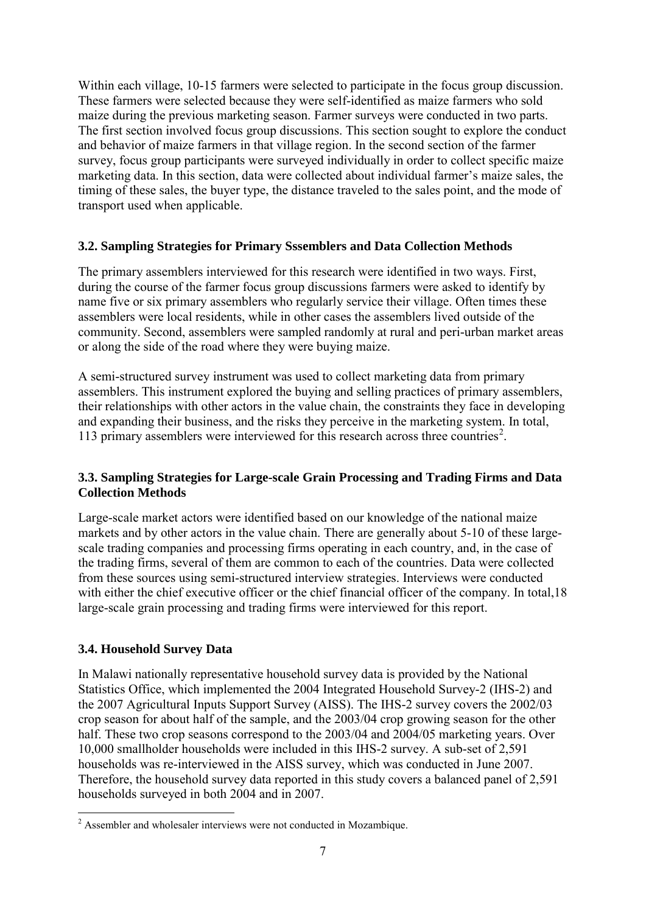Within each village, 10-15 farmers were selected to participate in the focus group discussion. These farmers were selected because they were self-identified as maize farmers who sold maize during the previous marketing season. Farmer surveys were conducted in two parts. The first section involved focus group discussions. This section sought to explore the conduct and behavior of maize farmers in that village region. In the second section of the farmer survey, focus group participants were surveyed individually in order to collect specific maize marketing data. In this section, data were collected about individual farmer's maize sales, the timing of these sales, the buyer type, the distance traveled to the sales point, and the mode of transport used when applicable.

### 3.2. Sampling Strategies for Primary Sssemblers and Data Collection Methods

The primary assemblers interviewed for this research were identified in two ways. First, during the course of the farmer focus group discussions farmers were asked to identify by name five or six primary assemblers who regularly service their village. Often times these assemblers were local residents, while in other cases the assemblers lived outside of the community. Second, assemblers were sampled randomly at rural and peri-urban market areas or along the side of the road where they were buying maize.

A semi-structured survey instrument was used to collect marketing data from primary assemblers. This instrument explored the buying and selling practices of primary assemblers, their relationships with other actors in the value chain, the constraints they face in developing and expanding their business, and the risks they perceive in the marketing system. In total, 113 primary assemblers were interviewed for this research across three countries[2].

### 3.3. Sampling Strategies for Large-scale Grain Processing and Trading Firms and Data Collection Methods

Large-scale market actors were identified based on our knowledge of the national maize markets and by other actors in the value chain. There are generally about 5-10 of these large-scale trading companies and processing firms operating in each country, and, in the case of the trading firms, several of them are common to each of the countries. Data were collected from these sources using semi-structured interview strategies. Interviews were conducted with either the chief executive officer or the chief financial officer of the company. In total,18 large-scale grain processing and trading firms were interviewed for this report.

### 3.4. Household Survey Data

In Malawi nationally representative household survey data is provided by the National Statistics Office, which implemented the 2004 Integrated Household Survey-2 (IHS-2) and the 2007 Agricultural Inputs Support Survey (AISS). The IHS-2 survey covers the 2002/03 crop season for about half of the sample, and the 2003/04 crop growing season for the other half. These two crop seasons correspond to the 2003/04 and 2004/05 marketing years. Over 10,000 smallholder households were included in this IHS-2 survey. A sub-set of 2,591 households was re-interviewed in the AISS survey, which was conducted in June 2007. Therefore, the household survey data reported in this study covers a balanced panel of 2,591 households surveyed in both 2004 and in 2007.

---

[2] Assembler and wholesaler interviews were not conducted in Mozambique.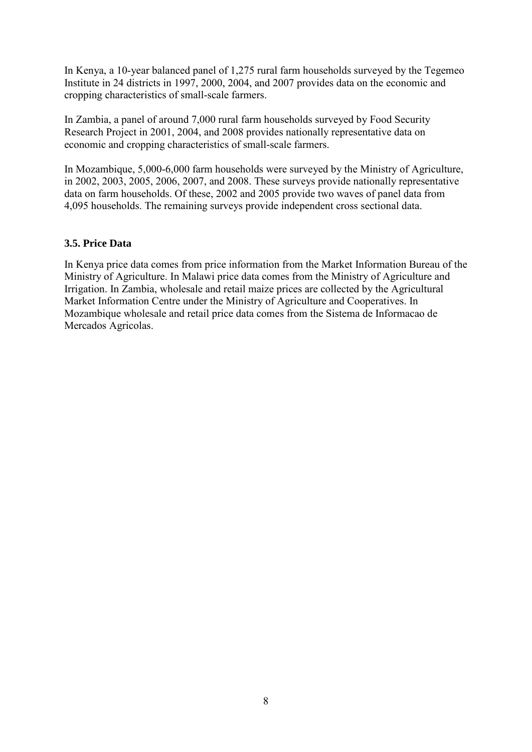In Kenya, a 10-year balanced panel of 1,275 rural farm households surveyed by the Tegemeo Institute in 24 districts in 1997, 2000, 2004, and 2007 provides data on the economic and cropping characteristics of small-scale farmers.

In Zambia, a panel of around 7,000 rural farm households surveyed by Food Security Research Project in 2001, 2004, and 2008 provides nationally representative data on economic and cropping characteristics of small-scale farmers.

In Mozambique, 5,000-6,000 farm households were surveyed by the Ministry of Agriculture, in 2002, 2003, 2005, 2006, 2007, and 2008. These surveys provide nationally representative data on farm households. Of these, 2002 and 2005 provide two waves of panel data from 4,095 households. The remaining surveys provide independent cross sectional data.

### 3.5. Price Data

In Kenya price data comes from price information from the Market Information Bureau of the Ministry of Agriculture. In Malawi price data comes from the Ministry of Agriculture and Irrigation. In Zambia, wholesale and retail maize prices are collected by the Agricultural Market Information Centre under the Ministry of Agriculture and Cooperatives. In Mozambique wholesale and retail price data comes from the Sistema de Informacao de Mercados Agricolas.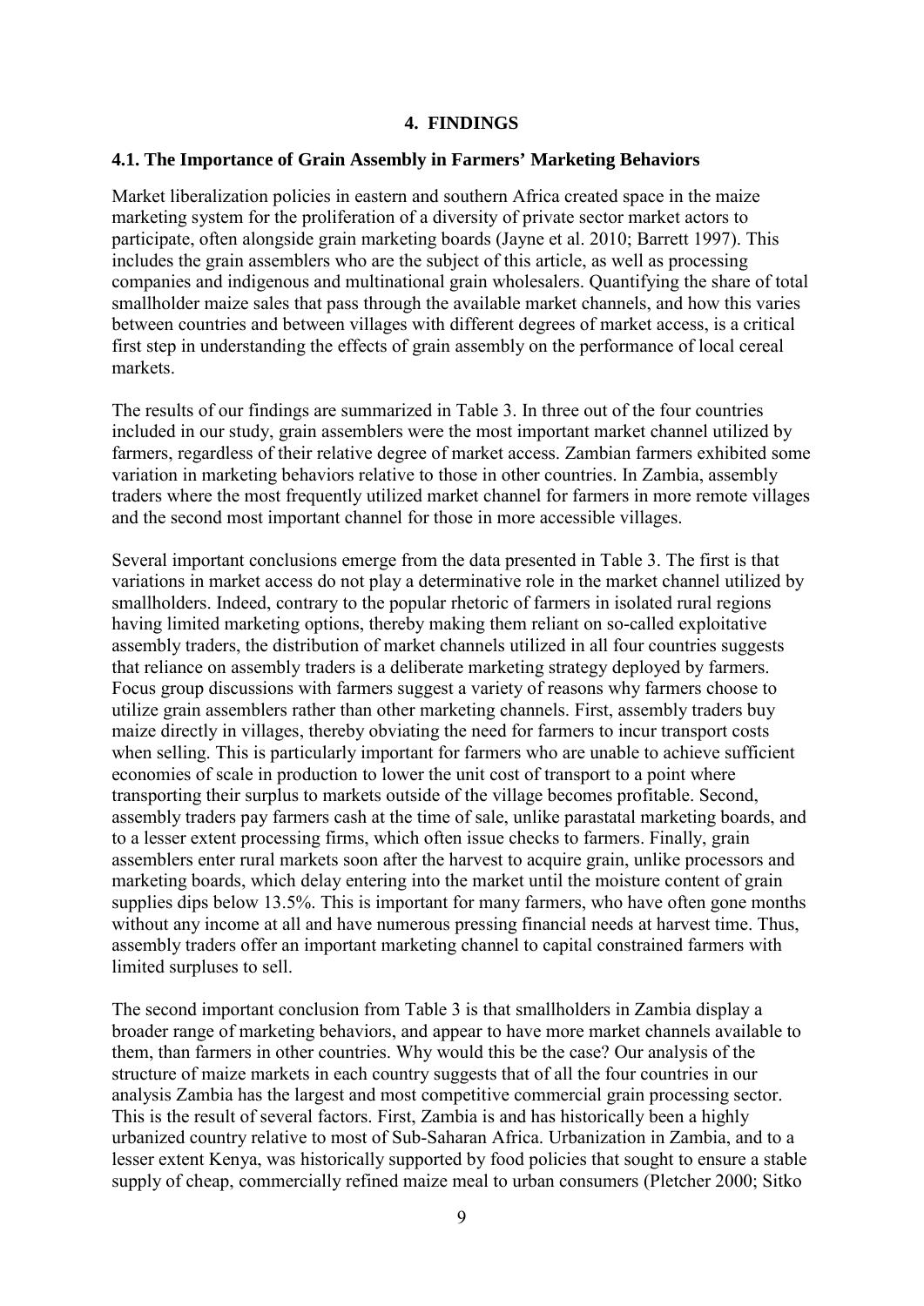## 4. FINDINGS

### 4.1. The Importance of Grain Assembly in Farmers' Marketing Behaviors

Market liberalization policies in eastern and southern Africa created space in the maize marketing system for the proliferation of a diversity of private sector market actors to participate, often alongside grain marketing boards (Jayne et al. 2010; Barrett 1997). This includes the grain assemblers who are the subject of this article, as well as processing companies and indigenous and multinational grain wholesalers. Quantifying the share of total smallholder maize sales that pass through the available market channels, and how this varies between countries and between villages with different degrees of market access, is a critical first step in understanding the effects of grain assembly on the performance of local cereal markets.

The results of our findings are summarized in Table 3. In three out of the four countries included in our study, grain assemblers were the most important market channel utilized by farmers, regardless of their relative degree of market access. Zambian farmers exhibited some variation in marketing behaviors relative to those in other countries. In Zambia, assembly traders where the most frequently utilized market channel for farmers in more remote villages and the second most important channel for those in more accessible villages.

Several important conclusions emerge from the data presented in Table 3. The first is that variations in market access do not play a determinative role in the market channel utilized by smallholders. Indeed, contrary to the popular rhetoric of farmers in isolated rural regions having limited marketing options, thereby making them reliant on so-called exploitative assembly traders, the distribution of market channels utilized in all four countries suggests that reliance on assembly traders is a deliberate marketing strategy deployed by farmers. Focus group discussions with farmers suggest a variety of reasons why farmers choose to utilize grain assemblers rather than other marketing channels. First, assembly traders buy maize directly in villages, thereby obviating the need for farmers to incur transport costs when selling. This is particularly important for farmers who are unable to achieve sufficient economies of scale in production to lower the unit cost of transport to a point where transporting their surplus to markets outside of the village becomes profitable. Second, assembly traders pay farmers cash at the time of sale, unlike parastatal marketing boards, and to a lesser extent processing firms, which often issue checks to farmers. Finally, grain assemblers enter rural markets soon after the harvest to acquire grain, unlike processors and marketing boards, which delay entering into the market until the moisture content of grain supplies dips below 13.5%. This is important for many farmers, who have often gone months without any income at all and have numerous pressing financial needs at harvest time. Thus, assembly traders offer an important marketing channel to capital constrained farmers with limited surpluses to sell.

The second important conclusion from Table 3 is that smallholders in Zambia display a broader range of marketing behaviors, and appear to have more market channels available to them, than farmers in other countries. Why would this be the case? Our analysis of the structure of maize markets in each country suggests that of all the four countries in our analysis Zambia has the largest and most competitive commercial grain processing sector. This is the result of several factors. First, Zambia is and has historically been a highly urbanized country relative to most of Sub-Saharan Africa. Urbanization in Zambia, and to a lesser extent Kenya, was historically supported by food policies that sought to ensure a stable supply of cheap, commercially refined maize meal to urban consumers (Pletcher 2000; Sitko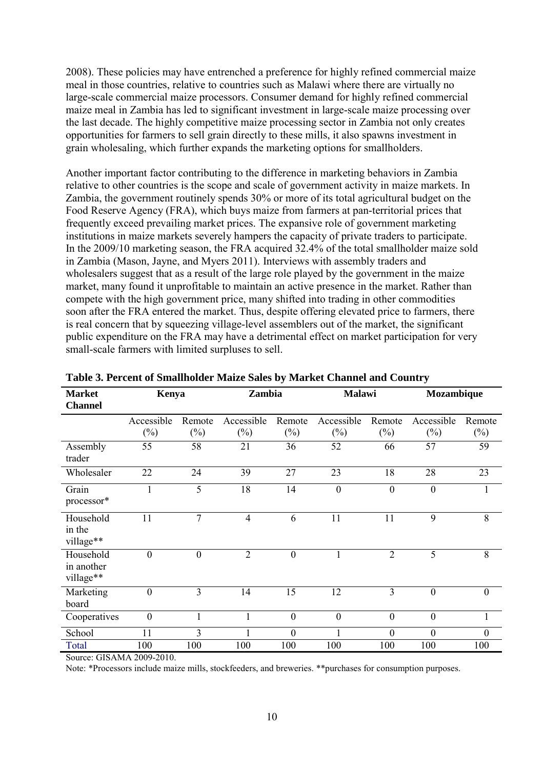2008). These policies may have entrenched a preference for highly refined commercial maize meal in those countries, relative to countries such as Malawi where there are virtually no large-scale commercial maize processors. Consumer demand for highly refined commercial maize meal in Zambia has led to significant investment in large-scale maize processing over the last decade. The highly competitive maize processing sector in Zambia not only creates opportunities for farmers to sell grain directly to these mills, it also spawns investment in grain wholesaling, which further expands the marketing options for smallholders.

Another important factor contributing to the difference in marketing behaviors in Zambia relative to other countries is the scope and scale of government activity in maize markets. In Zambia, the government routinely spends 30% or more of its total agricultural budget on the Food Reserve Agency (FRA), which buys maize from farmers at pan-territorial prices that frequently exceed prevailing market prices. The expansive role of government marketing institutions in maize markets severely hampers the capacity of private traders to participate. In the 2009/10 marketing season, the FRA acquired 32.4% of the total smallholder maize sold in Zambia (Mason, Jayne, and Myers 2011). Interviews with assembly traders and wholesalers suggest that as a result of the large role played by the government in the maize market, many found it unprofitable to maintain an active presence in the market. Rather than compete with the high government price, many shifted into trading in other commodities soon after the FRA entered the market. Thus, despite offering elevated price to farmers, there is real concern that by squeezing village-level assemblers out of the market, the significant public expenditure on the FRA may have a detrimental effect on market participation for very small-scale farmers with limited surpluses to sell.

**Table 3. Percent of Smallholder Maize Sales by Market Channel and Country**

| Market Channel | Kenya | | Zambia | | Malawi | | Mozambique | |
|---|---|---|---|---|---|---|---|---|
| | Accessible (%) | Remote (%) | Accessible (%) | Remote (%) | Accessible (%) | Remote (%) | Accessible (%) | Remote (%) |
| Assembly trader | 55 | 58 | 21 | 36 | 52 | 66 | 57 | 59 |
| Wholesaler | 22 | 24 | 39 | 27 | 23 | 18 | 28 | 23 |
| Grain processor* | 1 | 5 | 18 | 14 | 0 | 0 | 0 | 1 |
| Household in the village** | 11 | 7 | 4 | 6 | 11 | 11 | 9 | 8 |
| Household in another village** | 0 | 0 | 2 | 0 | 1 | 2 | 5 | 8 |
| Marketing board | 0 | 3 | 14 | 15 | 12 | 3 | 0 | 0 |
| Cooperatives | 0 | 1 | 1 | 0 | 0 | 0 | 0 | 1 |
| School | 11 | 3 | 1 | 0 | 1 | 0 | 0 | 0 |
| Total | 100 | 100 | 100 | 100 | 100 | 100 | 100 | 100 |

Source: GISAMA 2009-2010.

Note: *Processors include maize mills, stockfeeders, and breweries. **purchases for consumption purposes.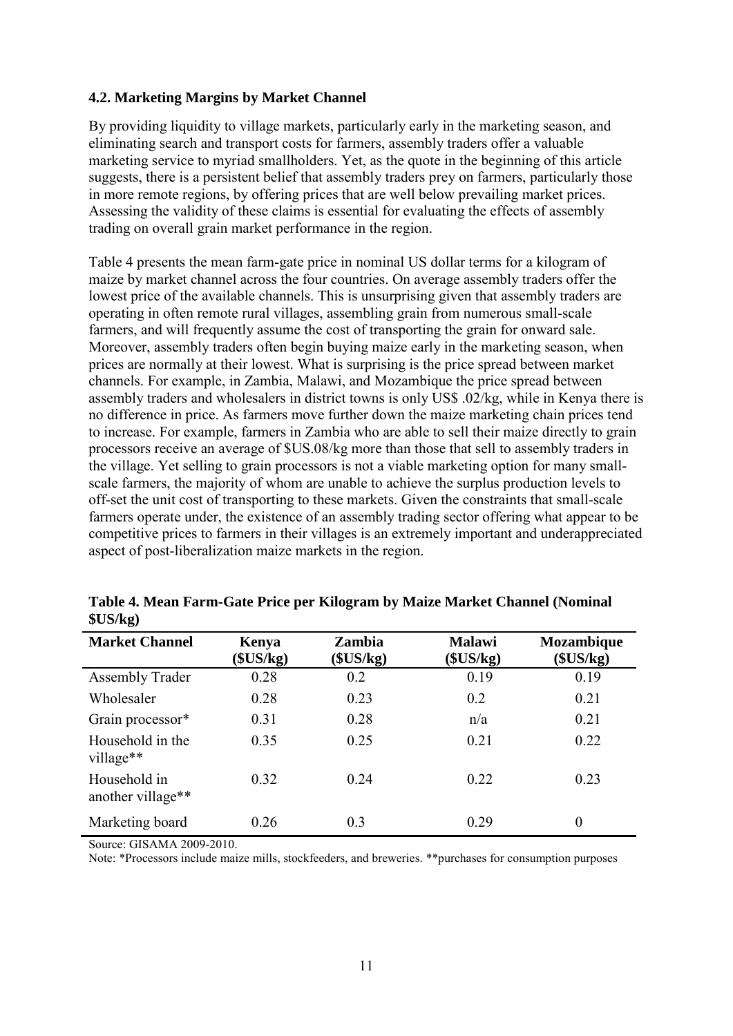### 4.2. Marketing Margins by Market Channel

By providing liquidity to village markets, particularly early in the marketing season, and eliminating search and transport costs for farmers, assembly traders offer a valuable marketing service to myriad smallholders. Yet, as the quote in the beginning of this article suggests, there is a persistent belief that assembly traders prey on farmers, particularly those in more remote regions, by offering prices that are well below prevailing market prices. Assessing the validity of these claims is essential for evaluating the effects of assembly trading on overall grain market performance in the region.

Table 4 presents the mean farm-gate price in nominal US dollar terms for a kilogram of maize by market channel across the four countries. On average assembly traders offer the lowest price of the available channels. This is unsurprising given that assembly traders are operating in often remote rural villages, assembling grain from numerous small-scale farmers, and will frequently assume the cost of transporting the grain for onward sale. Moreover, assembly traders often begin buying maize early in the marketing season, when prices are normally at their lowest. What is surprising is the price spread between market channels. For example, in Zambia, Malawi, and Mozambique the price spread between assembly traders and wholesalers in district towns is only US$ .02/kg, while in Kenya there is no difference in price. As farmers move further down the maize marketing chain prices tend to increase. For example, farmers in Zambia who are able to sell their maize directly to grain processors receive an average of $US.08/kg more than those that sell to assembly traders in the village. Yet selling to grain processors is not a viable marketing option for many small-scale farmers, the majority of whom are unable to achieve the surplus production levels to off-set the unit cost of transporting to these markets. Given the constraints that small-scale farmers operate under, the existence of an assembly trading sector offering what appear to be competitive prices to farmers in their villages is an extremely important and underappreciated aspect of post-liberalization maize markets in the region.

**Table 4. Mean Farm-Gate Price per Kilogram by Maize Market Channel (Nominal $US/kg)**

| Market Channel | Kenya ($US/kg) | Zambia ($US/kg) | Malawi ($US/kg) | Mozambique ($US/kg) |
|---|---|---|---|---|
| Assembly Trader | 0.28 | 0.2 | 0.19 | 0.19 |
| Wholesaler | 0.28 | 0.23 | 0.2 | 0.21 |
| Grain processor* | 0.31 | 0.28 | n/a | 0.21 |
| Household in the village** | 0.35 | 0.25 | 0.21 | 0.22 |
| Household in another village** | 0.32 | 0.24 | 0.22 | 0.23 |
| Marketing board | 0.26 | 0.3 | 0.29 | 0 |

Source: GISAMA 2009-2010.

Note: *Processors include maize mills, stockfeeders, and breweries. **purchases for consumption purposes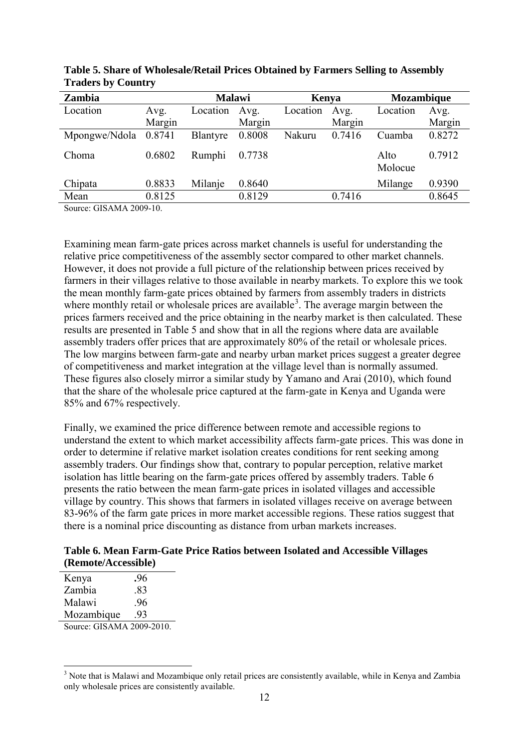**Table 5. Share of Wholesale/Retail Prices Obtained by Farmers Selling to Assembly Traders by Country**

| Zambia | | Malawi | | Kenya | | Mozambique | |
|---|---|---|---|---|---|---|---|
| Location | Avg. Margin | Location | Avg. Margin | Location | Avg. Margin | Location | Avg. Margin |
| Mpongwe/Ndola | 0.8741 | Blantyre | 0.8008 | Nakuru | 0.7416 | Cuamba | 0.8272 |
| Choma | 0.6802 | Rumphi | 0.7738 | | | Alto Molocue | 0.7912 |
| Chipata | 0.8833 | Milanje | 0.8640 | | | Milange | 0.9390 |
| Mean | 0.8125 | | 0.8129 | | 0.7416 | | 0.8645 |

Source: GISAMA 2009-10.

Examining mean farm-gate prices across market channels is useful for understanding the relative price competitiveness of the assembly sector compared to other market channels. However, it does not provide a full picture of the relationship between prices received by farmers in their villages relative to those available in nearby markets. To explore this we took the mean monthly farm-gate prices obtained by farmers from assembly traders in districts where monthly retail or wholesale prices are available[3]. The average margin between the prices farmers received and the price obtaining in the nearby market is then calculated. These results are presented in Table 5 and show that in all the regions where data are available assembly traders offer prices that are approximately 80% of the retail or wholesale prices. The low margins between farm-gate and nearby urban market prices suggest a greater degree of competitiveness and market integration at the village level than is normally assumed. These figures also closely mirror a similar study by Yamano and Arai (2010), which found that the share of the wholesale price captured at the farm-gate in Kenya and Uganda were 85% and 67% respectively.

Finally, we examined the price difference between remote and accessible regions to understand the extent to which market accessibility affects farm-gate prices. This was done in order to determine if relative market isolation creates conditions for rent seeking among assembly traders. Our findings show that, contrary to popular perception, relative market isolation has little bearing on the farm-gate prices offered by assembly traders. Table 6 presents the ratio between the mean farm-gate prices in isolated villages and accessible village by country. This shows that farmers in isolated villages receive on average between 83-96% of the farm gate prices in more market accessible regions. These ratios suggest that there is a nominal price discounting as distance from urban markets increases.

**Table 6. Mean Farm-Gate Price Ratios between Isolated and Accessible Villages (Remote/Accessible)**

| | |
|---|---|
| Kenya | .96 |
| Zambia | .83 |
| Malawi | .96 |
| Mozambique | .93 |

Source: GISAMA 2009-2010.

[3] Note that is Malawi and Mozambique only retail prices are consistently available, while in Kenya and Zambia only wholesale prices are consistently available.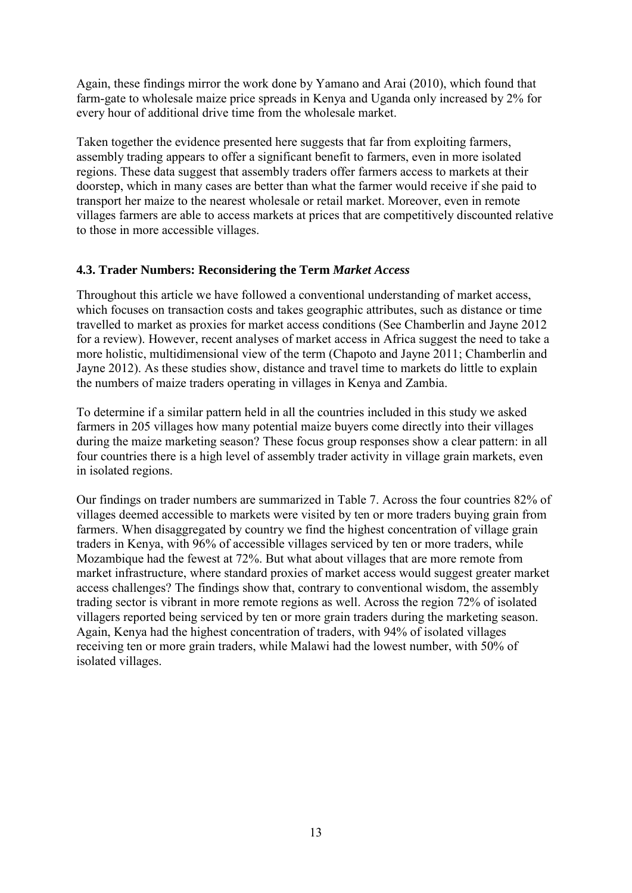Again, these findings mirror the work done by Yamano and Arai (2010), which found that farm-gate to wholesale maize price spreads in Kenya and Uganda only increased by 2% for every hour of additional drive time from the wholesale market.

Taken together the evidence presented here suggests that far from exploiting farmers, assembly trading appears to offer a significant benefit to farmers, even in more isolated regions. These data suggest that assembly traders offer farmers access to markets at their doorstep, which in many cases are better than what the farmer would receive if she paid to transport her maize to the nearest wholesale or retail market. Moreover, even in remote villages farmers are able to access markets at prices that are competitively discounted relative to those in more accessible villages.

### 4.3. Trader Numbers: Reconsidering the Term *Market Access*

Throughout this article we have followed a conventional understanding of market access, which focuses on transaction costs and takes geographic attributes, such as distance or time travelled to market as proxies for market access conditions (See Chamberlin and Jayne 2012 for a review). However, recent analyses of market access in Africa suggest the need to take a more holistic, multidimensional view of the term (Chapoto and Jayne 2011; Chamberlin and Jayne 2012). As these studies show, distance and travel time to markets do little to explain the numbers of maize traders operating in villages in Kenya and Zambia.

To determine if a similar pattern held in all the countries included in this study we asked farmers in 205 villages how many potential maize buyers come directly into their villages during the maize marketing season? These focus group responses show a clear pattern: in all four countries there is a high level of assembly trader activity in village grain markets, even in isolated regions.

Our findings on trader numbers are summarized in Table 7. Across the four countries 82% of villages deemed accessible to markets were visited by ten or more traders buying grain from farmers. When disaggregated by country we find the highest concentration of village grain traders in Kenya, with 96% of accessible villages serviced by ten or more traders, while Mozambique had the fewest at 72%. But what about villages that are more remote from market infrastructure, where standard proxies of market access would suggest greater market access challenges? The findings show that, contrary to conventional wisdom, the assembly trading sector is vibrant in more remote regions as well. Across the region 72% of isolated villagers reported being serviced by ten or more grain traders during the marketing season. Again, Kenya had the highest concentration of traders, with 94% of isolated villages receiving ten or more grain traders, while Malawi had the lowest number, with 50% of isolated villages.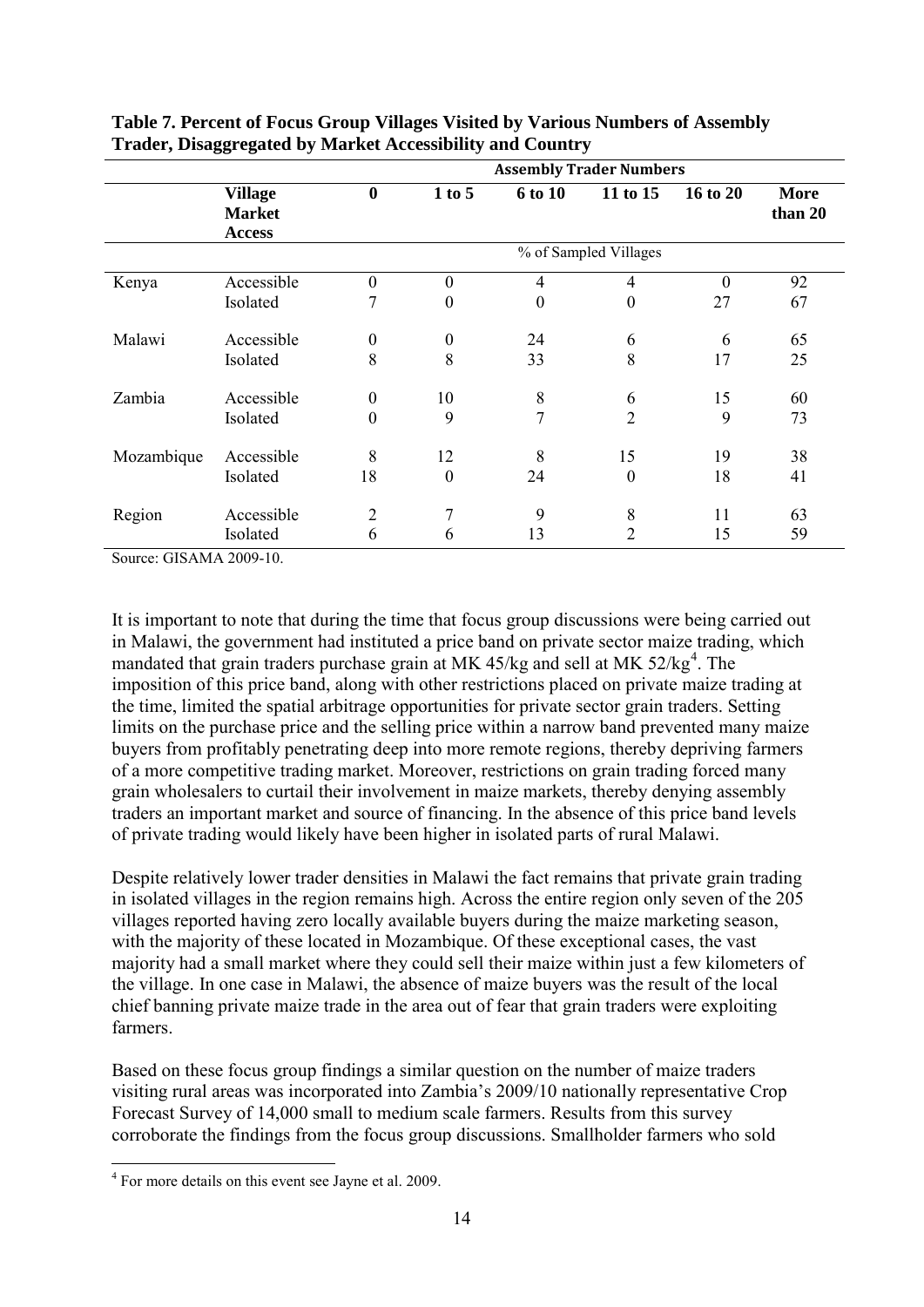**Table 7. Percent of Focus Group Villages Visited by Various Numbers of Assembly Trader, Disaggregated by Market Accessibility and Country**

| | | Assembly Trader Numbers | | | | | |
|---|---|---|---|---|---|---|---|
| | **Village Market Access** | **0** | **1 to 5** | **6 to 10** | **11 to 15** | **16 to 20** | **More than 20** |
| | | % of Sampled Villages | | | | | |
| Kenya | Accessible | 0 | 0 | 4 | 4 | 0 | 92 |
| | Isolated | 7 | 0 | 0 | 0 | 27 | 67 |
| Malawi | Accessible | 0 | 0 | 24 | 6 | 6 | 65 |
| | Isolated | 8 | 8 | 33 | 8 | 17 | 25 |
| Zambia | Accessible | 0 | 10 | 8 | 6 | 15 | 60 |
| | Isolated | 0 | 9 | 7 | 2 | 9 | 73 |
| Mozambique | Accessible | 8 | 12 | 8 | 15 | 19 | 38 |
| | Isolated | 18 | 0 | 24 | 0 | 18 | 41 |
| Region | Accessible | 2 | 7 | 9 | 8 | 11 | 63 |
| | Isolated | 6 | 6 | 13 | 2 | 15 | 59 |

Source: GISAMA 2009-10.

It is important to note that during the time that focus group discussions were being carried out in Malawi, the government had instituted a price band on private sector maize trading, which mandated that grain traders purchase grain at MK 45/kg and sell at MK 52/kg[4]. The imposition of this price band, along with other restrictions placed on private maize trading at the time, limited the spatial arbitrage opportunities for private sector grain traders. Setting limits on the purchase price and the selling price within a narrow band prevented many maize buyers from profitably penetrating deep into more remote regions, thereby depriving farmers of a more competitive trading market. Moreover, restrictions on grain trading forced many grain wholesalers to curtail their involvement in maize markets, thereby denying assembly traders an important market and source of financing. In the absence of this price band levels of private trading would likely have been higher in isolated parts of rural Malawi.

Despite relatively lower trader densities in Malawi the fact remains that private grain trading in isolated villages in the region remains high. Across the entire region only seven of the 205 villages reported having zero locally available buyers during the maize marketing season, with the majority of these located in Mozambique. Of these exceptional cases, the vast majority had a small market where they could sell their maize within just a few kilometers of the village. In one case in Malawi, the absence of maize buyers was the result of the local chief banning private maize trade in the area out of fear that grain traders were exploiting farmers.

Based on these focus group findings a similar question on the number of maize traders visiting rural areas was incorporated into Zambia's 2009/10 nationally representative Crop Forecast Survey of 14,000 small to medium scale farmers. Results from this survey corroborate the findings from the focus group discussions. Smallholder farmers who sold

[4] For more details on this event see Jayne et al. 2009.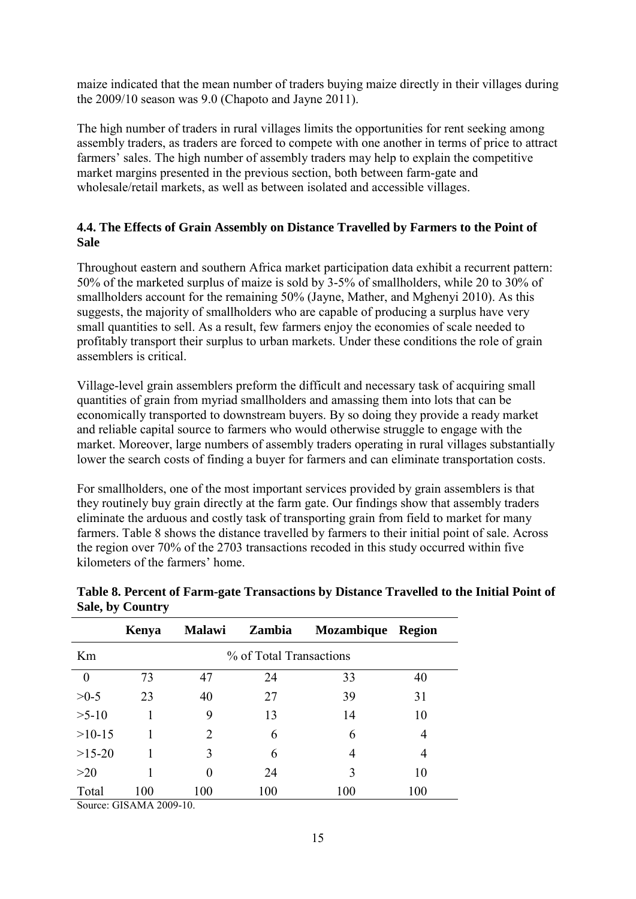maize indicated that the mean number of traders buying maize directly in their villages during the 2009/10 season was 9.0 (Chapoto and Jayne 2011).

The high number of traders in rural villages limits the opportunities for rent seeking among assembly traders, as traders are forced to compete with one another in terms of price to attract farmers' sales. The high number of assembly traders may help to explain the competitive market margins presented in the previous section, both between farm-gate and wholesale/retail markets, as well as between isolated and accessible villages.

### 4.4. The Effects of Grain Assembly on Distance Travelled by Farmers to the Point of Sale

Throughout eastern and southern Africa market participation data exhibit a recurrent pattern: 50% of the marketed surplus of maize is sold by 3-5% of smallholders, while 20 to 30% of smallholders account for the remaining 50% (Jayne, Mather, and Mghenyi 2010). As this suggests, the majority of smallholders who are capable of producing a surplus have very small quantities to sell. As a result, few farmers enjoy the economies of scale needed to profitably transport their surplus to urban markets. Under these conditions the role of grain assemblers is critical.

Village-level grain assemblers preform the difficult and necessary task of acquiring small quantities of grain from myriad smallholders and amassing them into lots that can be economically transported to downstream buyers. By so doing they provide a ready market and reliable capital source to farmers who would otherwise struggle to engage with the market. Moreover, large numbers of assembly traders operating in rural villages substantially lower the search costs of finding a buyer for farmers and can eliminate transportation costs.

For smallholders, one of the most important services provided by grain assemblers is that they routinely buy grain directly at the farm gate. Our findings show that assembly traders eliminate the arduous and costly task of transporting grain from field to market for many farmers. Table 8 shows the distance travelled by farmers to their initial point of sale. Across the region over 70% of the 2703 transactions recoded in this study occurred within five kilometers of the farmers' home.

**Table 8. Percent of Farm-gate Transactions by Distance Travelled to the Initial Point of Sale, by Country**

| | Kenya | Malawi | Zambia | Mozambique | Region |
|---|---|---|---|---|---|
| Km | % of Total Transactions | | | | |
| 0 | 73 | 47 | 24 | 33 | 40 |
| >0-5 | 23 | 40 | 27 | 39 | 31 |
| >5-10 | 1 | 9 | 13 | 14 | 10 |
| >10-15 | 1 | 2 | 6 | 6 | 4 |
| >15-20 | 1 | 3 | 6 | 4 | 4 |
| >20 | 1 | 0 | 24 | 3 | 10 |
| Total | 100 | 100 | 100 | 100 | 100 |

Source: GISAMA 2009-10.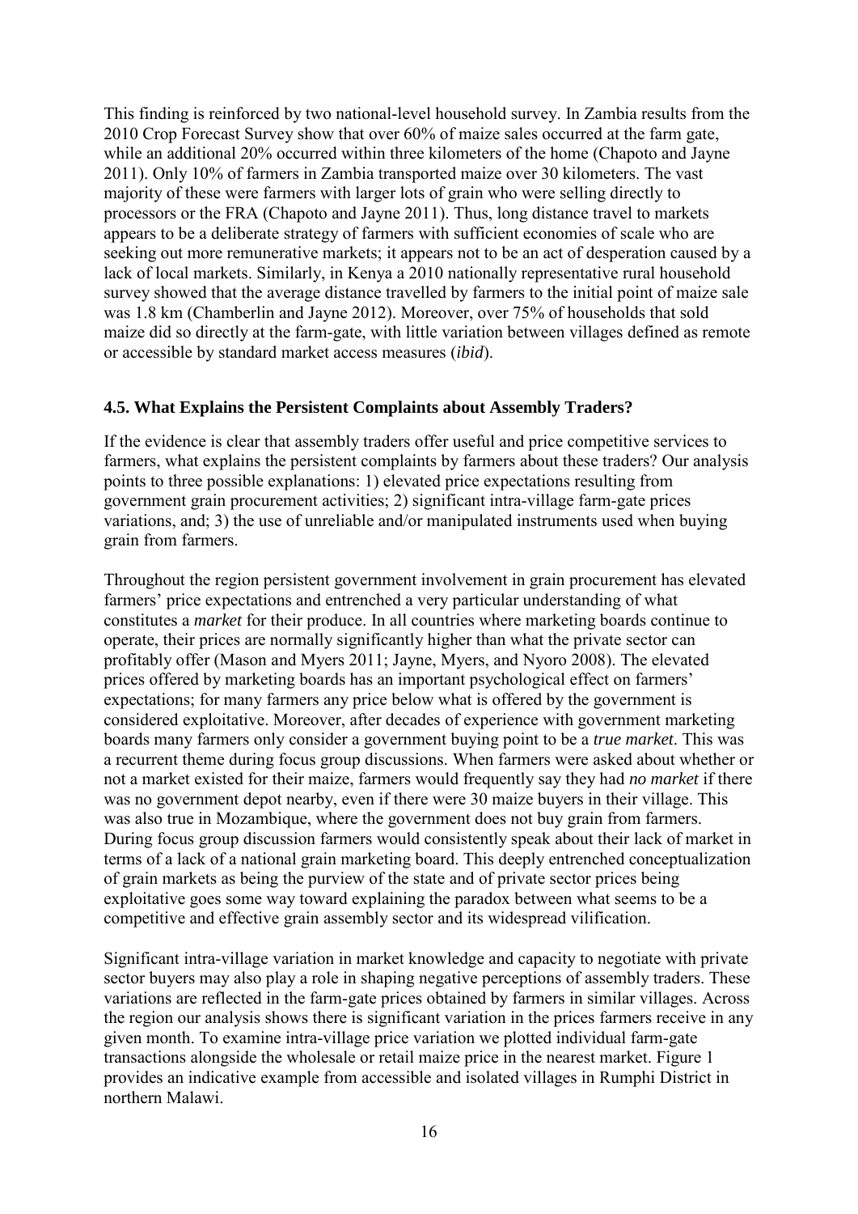This finding is reinforced by two national-level household survey. In Zambia results from the 2010 Crop Forecast Survey show that over 60% of maize sales occurred at the farm gate, while an additional 20% occurred within three kilometers of the home (Chapoto and Jayne 2011). Only 10% of farmers in Zambia transported maize over 30 kilometers. The vast majority of these were farmers with larger lots of grain who were selling directly to processors or the FRA (Chapoto and Jayne 2011). Thus, long distance travel to markets appears to be a deliberate strategy of farmers with sufficient economies of scale who are seeking out more remunerative markets; it appears not to be an act of desperation caused by a lack of local markets. Similarly, in Kenya a 2010 nationally representative rural household survey showed that the average distance travelled by farmers to the initial point of maize sale was 1.8 km (Chamberlin and Jayne 2012). Moreover, over 75% of households that sold maize did so directly at the farm-gate, with little variation between villages defined as remote or accessible by standard market access measures (*ibid*).

### 4.5. What Explains the Persistent Complaints about Assembly Traders?

If the evidence is clear that assembly traders offer useful and price competitive services to farmers, what explains the persistent complaints by farmers about these traders? Our analysis points to three possible explanations: 1) elevated price expectations resulting from government grain procurement activities; 2) significant intra-village farm-gate prices variations, and; 3) the use of unreliable and/or manipulated instruments used when buying grain from farmers.

Throughout the region persistent government involvement in grain procurement has elevated farmers' price expectations and entrenched a very particular understanding of what constitutes a *market* for their produce. In all countries where marketing boards continue to operate, their prices are normally significantly higher than what the private sector can profitably offer (Mason and Myers 2011; Jayne, Myers, and Nyoro 2008). The elevated prices offered by marketing boards has an important psychological effect on farmers' expectations; for many farmers any price below what is offered by the government is considered exploitative. Moreover, after decades of experience with government marketing boards many farmers only consider a government buying point to be a *true market*. This was a recurrent theme during focus group discussions. When farmers were asked about whether or not a market existed for their maize, farmers would frequently say they had *no market* if there was no government depot nearby, even if there were 30 maize buyers in their village. This was also true in Mozambique, where the government does not buy grain from farmers. During focus group discussion farmers would consistently speak about their lack of market in terms of a lack of a national grain marketing board. This deeply entrenched conceptualization of grain markets as being the purview of the state and of private sector prices being exploitative goes some way toward explaining the paradox between what seems to be a competitive and effective grain assembly sector and its widespread vilification.

Significant intra-village variation in market knowledge and capacity to negotiate with private sector buyers may also play a role in shaping negative perceptions of assembly traders. These variations are reflected in the farm-gate prices obtained by farmers in similar villages. Across the region our analysis shows there is significant variation in the prices farmers receive in any given month. To examine intra-village price variation we plotted individual farm-gate transactions alongside the wholesale or retail maize price in the nearest market. Figure 1 provides an indicative example from accessible and isolated villages in Rumphi District in northern Malawi.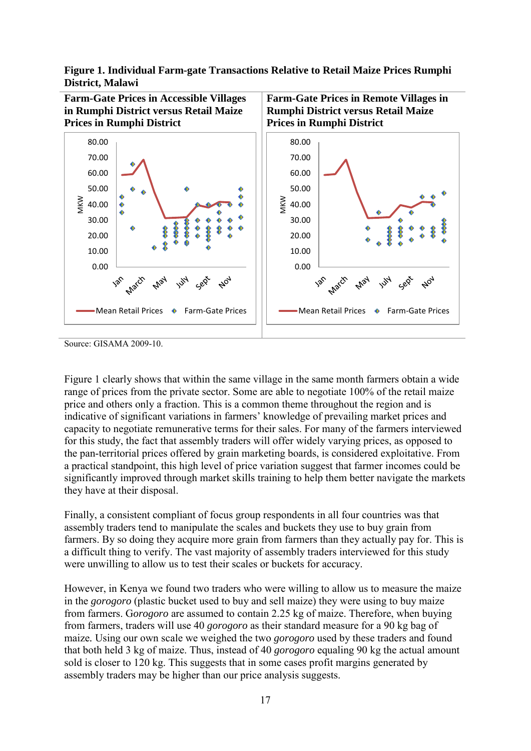**Figure 1. Individual Farm-gate Transactions Relative to Retail Maize Prices Rumphi District, Malawi**

| Farm-Gate Prices in Accessible Villages in Rumphi District versus Retail Maize Prices in Rumphi District | Farm-Gate Prices in Remote Villages in Rumphi District versus Retail Maize Prices in Rumphi District |
|---|---|
| | |

Source: GISAMA 2009-10.

Figure 1 clearly shows that within the same village in the same month farmers obtain a wide range of prices from the private sector. Some are able to negotiate 100% of the retail maize price and others only a fraction. This is a common theme throughout the region and is indicative of significant variations in farmers' knowledge of prevailing market prices and capacity to negotiate remunerative terms for their sales. For many of the farmers interviewed for this study, the fact that assembly traders will offer widely varying prices, as opposed to the pan-territorial prices offered by grain marketing boards, is considered exploitative. From a practical standpoint, this high level of price variation suggest that farmer incomes could be significantly improved through market skills training to help them better navigate the markets they have at their disposal.

Finally, a consistent compliant of focus group respondents in all four countries was that assembly traders tend to manipulate the scales and buckets they use to buy grain from farmers. By so doing they acquire more grain from farmers than they actually pay for. This is a difficult thing to verify. The vast majority of assembly traders interviewed for this study were unwilling to allow us to test their scales or buckets for accuracy.

However, in Kenya we found two traders who were willing to allow us to measure the maize in the *gorogoro* (plastic bucket used to buy and sell maize) they were using to buy maize from farmers. G*orogoro* are assumed to contain 2.25 kg of maize. Therefore, when buying from farmers, traders will use 40 *gorogoro* as their standard measure for a 90 kg bag of maize. Using our own scale we weighed the two *gorogoro* used by these traders and found that both held 3 kg of maize. Thus, instead of 40 *gorogoro* equaling 90 kg the actual amount sold is closer to 120 kg. This suggests that in some cases profit margins generated by assembly traders may be higher than our price analysis suggests.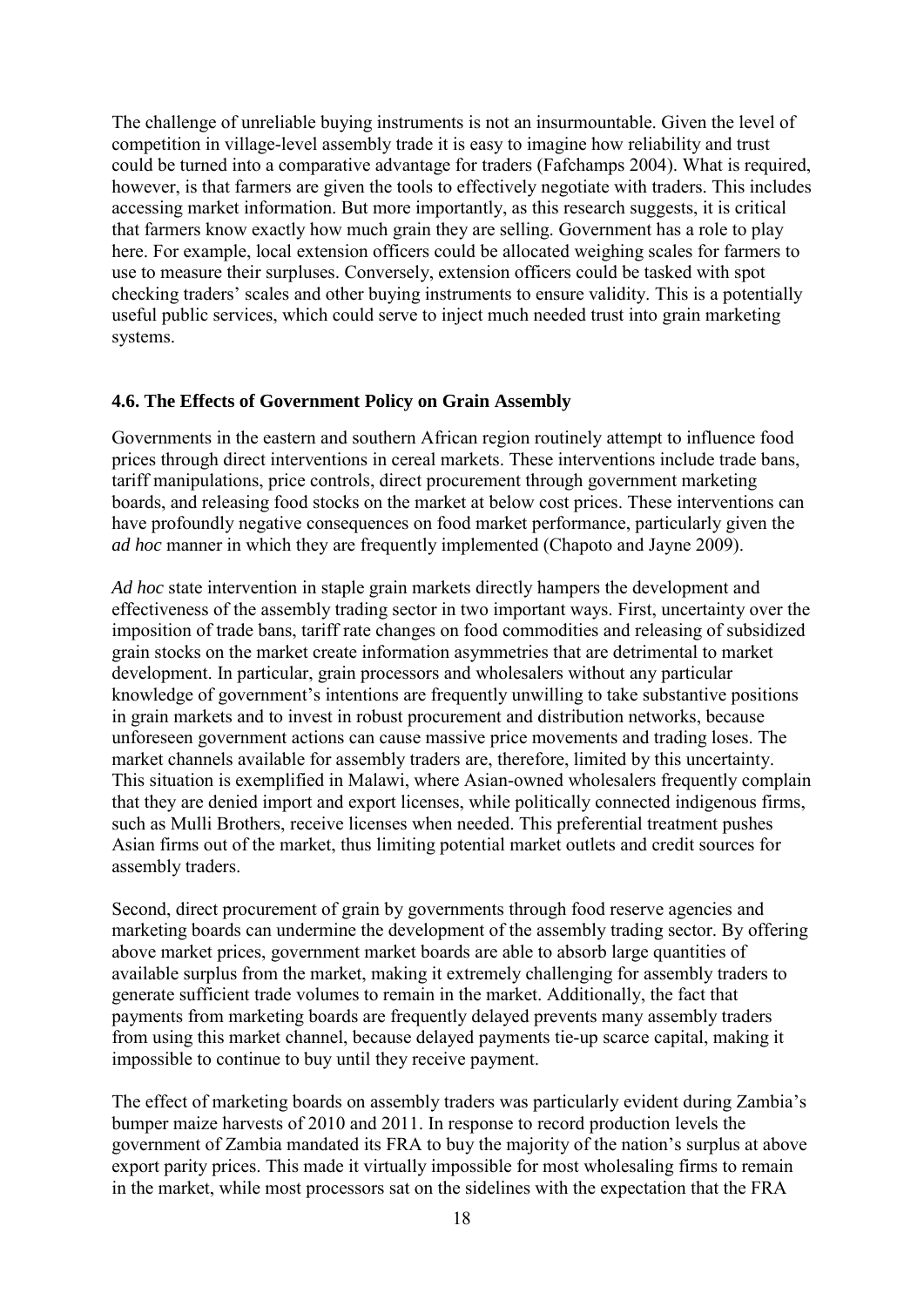The challenge of unreliable buying instruments is not an insurmountable. Given the level of competition in village-level assembly trade it is easy to imagine how reliability and trust could be turned into a comparative advantage for traders (Fafchamps 2004). What is required, however, is that farmers are given the tools to effectively negotiate with traders. This includes accessing market information. But more importantly, as this research suggests, it is critical that farmers know exactly how much grain they are selling. Government has a role to play here. For example, local extension officers could be allocated weighing scales for farmers to use to measure their surpluses. Conversely, extension officers could be tasked with spot checking traders' scales and other buying instruments to ensure validity. This is a potentially useful public services, which could serve to inject much needed trust into grain marketing systems.

### 4.6. The Effects of Government Policy on Grain Assembly

Governments in the eastern and southern African region routinely attempt to influence food prices through direct interventions in cereal markets. These interventions include trade bans, tariff manipulations, price controls, direct procurement through government marketing boards, and releasing food stocks on the market at below cost prices. These interventions can have profoundly negative consequences on food market performance, particularly given the *ad hoc* manner in which they are frequently implemented (Chapoto and Jayne 2009).

*Ad hoc* state intervention in staple grain markets directly hampers the development and effectiveness of the assembly trading sector in two important ways. First, uncertainty over the imposition of trade bans, tariff rate changes on food commodities and releasing of subsidized grain stocks on the market create information asymmetries that are detrimental to market development. In particular, grain processors and wholesalers without any particular knowledge of government's intentions are frequently unwilling to take substantive positions in grain markets and to invest in robust procurement and distribution networks, because unforeseen government actions can cause massive price movements and trading loses. The market channels available for assembly traders are, therefore, limited by this uncertainty. This situation is exemplified in Malawi, where Asian-owned wholesalers frequently complain that they are denied import and export licenses, while politically connected indigenous firms, such as Mulli Brothers, receive licenses when needed. This preferential treatment pushes Asian firms out of the market, thus limiting potential market outlets and credit sources for assembly traders.

Second, direct procurement of grain by governments through food reserve agencies and marketing boards can undermine the development of the assembly trading sector. By offering above market prices, government market boards are able to absorb large quantities of available surplus from the market, making it extremely challenging for assembly traders to generate sufficient trade volumes to remain in the market. Additionally, the fact that payments from marketing boards are frequently delayed prevents many assembly traders from using this market channel, because delayed payments tie-up scarce capital, making it impossible to continue to buy until they receive payment.

The effect of marketing boards on assembly traders was particularly evident during Zambia's bumper maize harvests of 2010 and 2011. In response to record production levels the government of Zambia mandated its FRA to buy the majority of the nation's surplus at above export parity prices. This made it virtually impossible for most wholesaling firms to remain in the market, while most processors sat on the sidelines with the expectation that the FRA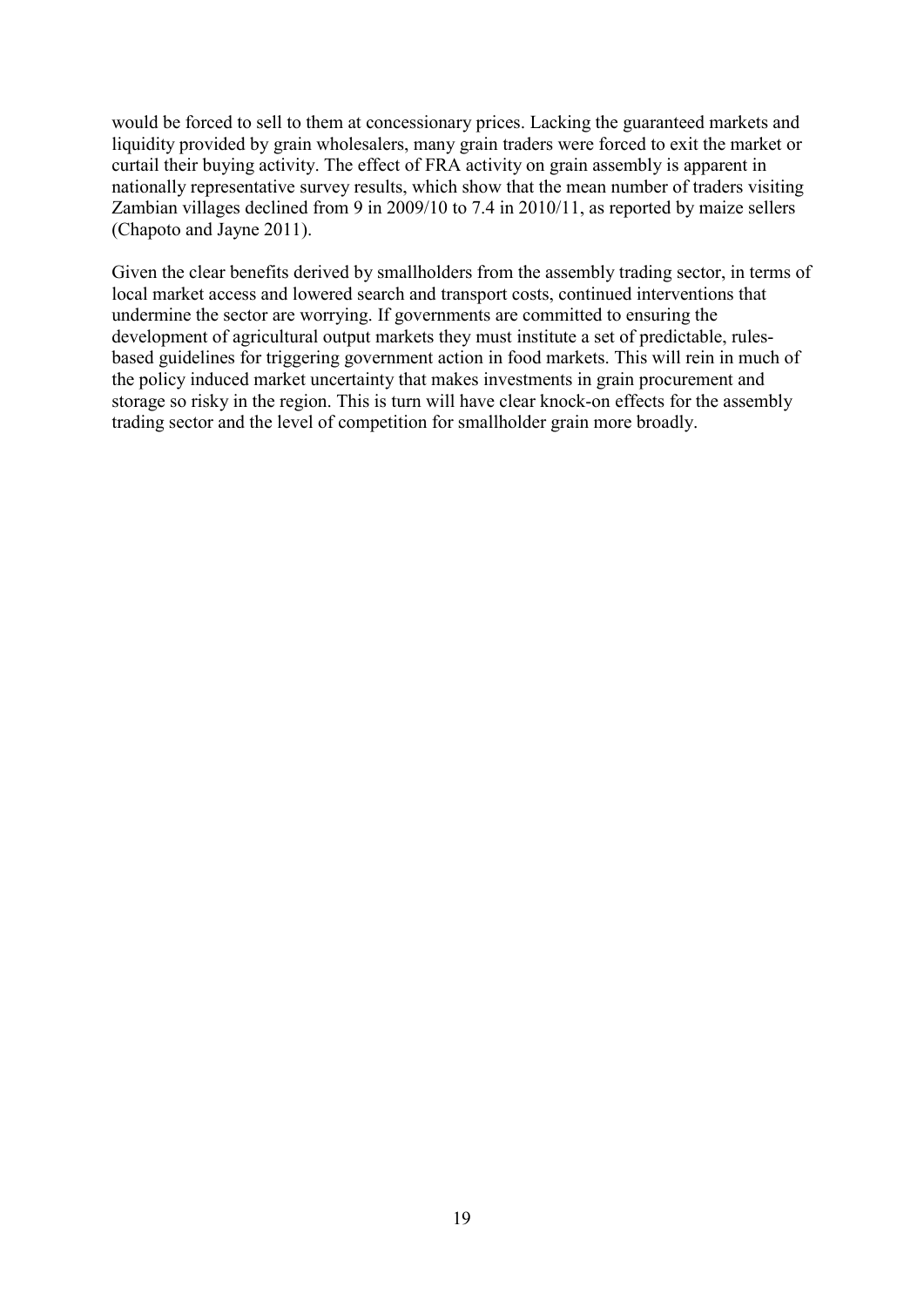would be forced to sell to them at concessionary prices. Lacking the guaranteed markets and liquidity provided by grain wholesalers, many grain traders were forced to exit the market or curtail their buying activity. The effect of FRA activity on grain assembly is apparent in nationally representative survey results, which show that the mean number of traders visiting Zambian villages declined from 9 in 2009/10 to 7.4 in 2010/11, as reported by maize sellers (Chapoto and Jayne 2011).

Given the clear benefits derived by smallholders from the assembly trading sector, in terms of local market access and lowered search and transport costs, continued interventions that undermine the sector are worrying. If governments are committed to ensuring the development of agricultural output markets they must institute a set of predictable, rules-based guidelines for triggering government action in food markets. This will rein in much of the policy induced market uncertainty that makes investments in grain procurement and storage so risky in the region. This is turn will have clear knock-on effects for the assembly trading sector and the level of competition for smallholder grain more broadly.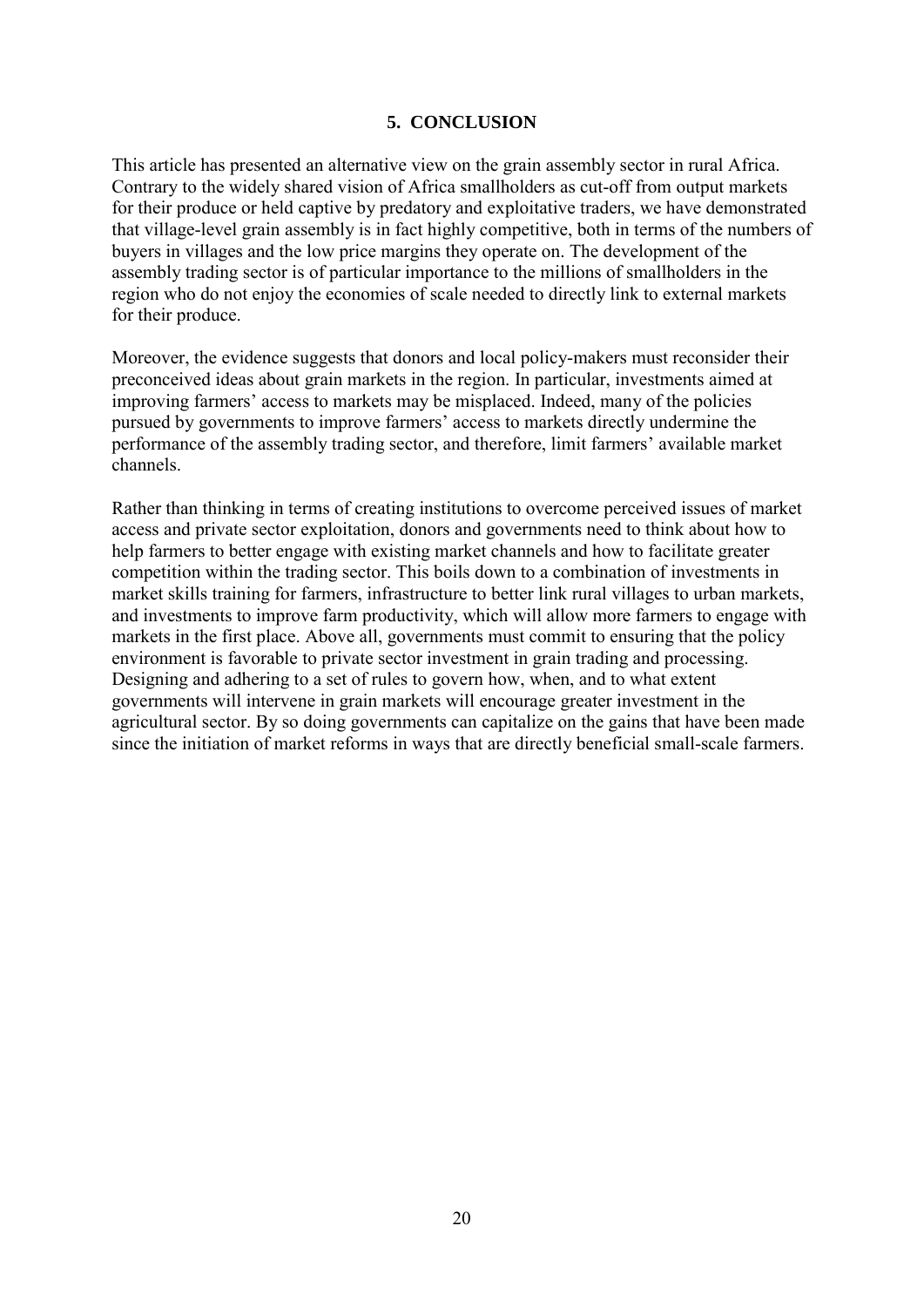## 5. CONCLUSION

This article has presented an alternative view on the grain assembly sector in rural Africa. Contrary to the widely shared vision of Africa smallholders as cut-off from output markets for their produce or held captive by predatory and exploitative traders, we have demonstrated that village-level grain assembly is in fact highly competitive, both in terms of the numbers of buyers in villages and the low price margins they operate on. The development of the assembly trading sector is of particular importance to the millions of smallholders in the region who do not enjoy the economies of scale needed to directly link to external markets for their produce.

Moreover, the evidence suggests that donors and local policy-makers must reconsider their preconceived ideas about grain markets in the region. In particular, investments aimed at improving farmers' access to markets may be misplaced. Indeed, many of the policies pursued by governments to improve farmers' access to markets directly undermine the performance of the assembly trading sector, and therefore, limit farmers' available market channels.

Rather than thinking in terms of creating institutions to overcome perceived issues of market access and private sector exploitation, donors and governments need to think about how to help farmers to better engage with existing market channels and how to facilitate greater competition within the trading sector. This boils down to a combination of investments in market skills training for farmers, infrastructure to better link rural villages to urban markets, and investments to improve farm productivity, which will allow more farmers to engage with markets in the first place. Above all, governments must commit to ensuring that the policy environment is favorable to private sector investment in grain trading and processing. Designing and adhering to a set of rules to govern how, when, and to what extent governments will intervene in grain markets will encourage greater investment in the agricultural sector. By so doing governments can capitalize on the gains that have been made since the initiation of market reforms in ways that are directly beneficial small-scale farmers.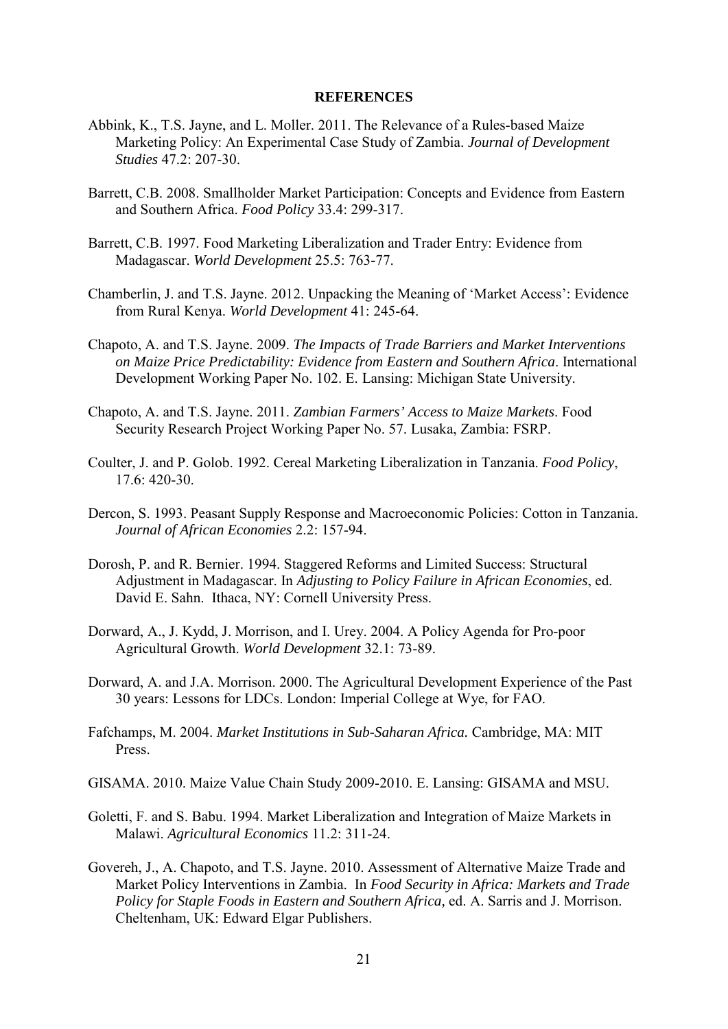## REFERENCES

Abbink, K., T.S. Jayne, and L. Moller. 2011. The Relevance of a Rules-based Maize Marketing Policy: An Experimental Case Study of Zambia. *Journal of Development Studies* 47.2: 207-30.

Barrett, C.B. 2008. Smallholder Market Participation: Concepts and Evidence from Eastern and Southern Africa. *Food Policy* 33.4: 299-317.

Barrett, C.B. 1997. Food Marketing Liberalization and Trader Entry: Evidence from Madagascar. *World Development* 25.5: 763-77.

Chamberlin, J. and T.S. Jayne. 2012. Unpacking the Meaning of 'Market Access': Evidence from Rural Kenya. *World Development* 41: 245-64.

Chapoto, A. and T.S. Jayne. 2009. *The Impacts of Trade Barriers and Market Interventions on Maize Price Predictability: Evidence from Eastern and Southern Africa*. International Development Working Paper No. 102. E. Lansing: Michigan State University.

Chapoto, A. and T.S. Jayne. 2011. *Zambian Farmers' Access to Maize Markets*. Food Security Research Project Working Paper No. 57. Lusaka, Zambia: FSRP.

Coulter, J. and P. Golob. 1992. Cereal Marketing Liberalization in Tanzania. *Food Policy*, 17.6: 420-30.

Dercon, S. 1993. Peasant Supply Response and Macroeconomic Policies: Cotton in Tanzania. *Journal of African Economies* 2.2: 157-94.

Dorosh, P. and R. Bernier. 1994. Staggered Reforms and Limited Success: Structural Adjustment in Madagascar. In *Adjusting to Policy Failure in African Economies*, ed. David E. Sahn. Ithaca, NY: Cornell University Press.

Dorward, A., J. Kydd, J. Morrison, and I. Urey. 2004. A Policy Agenda for Pro-poor Agricultural Growth. *World Development* 32.1: 73-89.

Dorward, A. and J.A. Morrison. 2000. The Agricultural Development Experience of the Past 30 years: Lessons for LDCs. London: Imperial College at Wye, for FAO.

Fafchamps, M. 2004. *Market Institutions in Sub-Saharan Africa.* Cambridge, MA: MIT Press.

GISAMA. 2010. Maize Value Chain Study 2009-2010. E. Lansing: GISAMA and MSU.

Goletti, F. and S. Babu. 1994. Market Liberalization and Integration of Maize Markets in Malawi. *Agricultural Economics* 11.2: 311-24.

Govereh, J., A. Chapoto, and T.S. Jayne. 2010. Assessment of Alternative Maize Trade and Market Policy Interventions in Zambia. In *Food Security in Africa: Markets and Trade Policy for Staple Foods in Eastern and Southern Africa,* ed. A. Sarris and J. Morrison. Cheltenham, UK: Edward Elgar Publishers.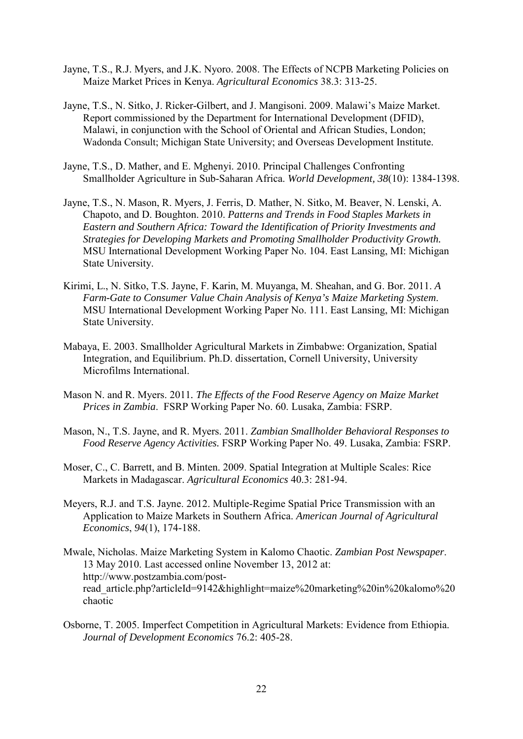Jayne, T.S., R.J. Myers, and J.K. Nyoro. 2008. The Effects of NCPB Marketing Policies on Maize Market Prices in Kenya. *Agricultural Economics* 38.3: 313-25.

Jayne, T.S., N. Sitko, J. Ricker-Gilbert, and J. Mangisoni. 2009. Malawi's Maize Market. Report commissioned by the Department for International Development (DFID), Malawi, in conjunction with the School of Oriental and African Studies, London; Wadonda Consult; Michigan State University; and Overseas Development Institute.

Jayne, T.S., D. Mather, and E. Mghenyi. 2010. Principal Challenges Confronting Smallholder Agriculture in Sub-Saharan Africa. *World Development, 38*(10): 1384-1398.

Jayne, T.S., N. Mason, R. Myers, J. Ferris, D. Mather, N. Sitko, M. Beaver, N. Lenski, A. Chapoto, and D. Boughton. 2010. *Patterns and Trends in Food Staples Markets in Eastern and Southern Africa: Toward the Identification of Priority Investments and Strategies for Developing Markets and Promoting Smallholder Productivity Growth.* MSU International Development Working Paper No. 104. East Lansing, MI: Michigan State University.

Kirimi, L., N. Sitko, T.S. Jayne, F. Karin, M. Muyanga, M. Sheahan, and G. Bor. 2011. *A Farm-Gate to Consumer Value Chain Analysis of Kenya's Maize Marketing System*. MSU International Development Working Paper No. 111. East Lansing, MI: Michigan State University.

Mabaya, E. 2003. Smallholder Agricultural Markets in Zimbabwe: Organization, Spatial Integration, and Equilibrium. Ph.D. dissertation, Cornell University, University Microfilms International.

Mason N. and R. Myers. 2011. *The Effects of the Food Reserve Agency on Maize Market Prices in Zambia*. FSRP Working Paper No. 60. Lusaka, Zambia: FSRP.

Mason, N., T.S. Jayne, and R. Myers. 2011. *Zambian Smallholder Behavioral Responses to Food Reserve Agency Activities.* FSRP Working Paper No. 49. Lusaka, Zambia: FSRP.

Moser, C., C. Barrett, and B. Minten. 2009. Spatial Integration at Multiple Scales: Rice Markets in Madagascar. *Agricultural Economics* 40.3: 281-94.

Meyers, R.J. and T.S. Jayne. 2012. Multiple-Regime Spatial Price Transmission with an Application to Maize Markets in Southern Africa. *American Journal of Agricultural Economics*, *94*(1), 174-188.

Mwale, Nicholas. Maize Marketing System in Kalomo Chaotic. *Zambian Post Newspaper*. 13 May 2010. Last accessed online November 13, 2012 at: http://www.postzambia.com/post-read_article.php?articleId=9142&highlight=maize%20marketing%20in%20kalomo%20chaotic

Osborne, T. 2005. Imperfect Competition in Agricultural Markets: Evidence from Ethiopia. *Journal of Development Economics* 76.2: 405-28.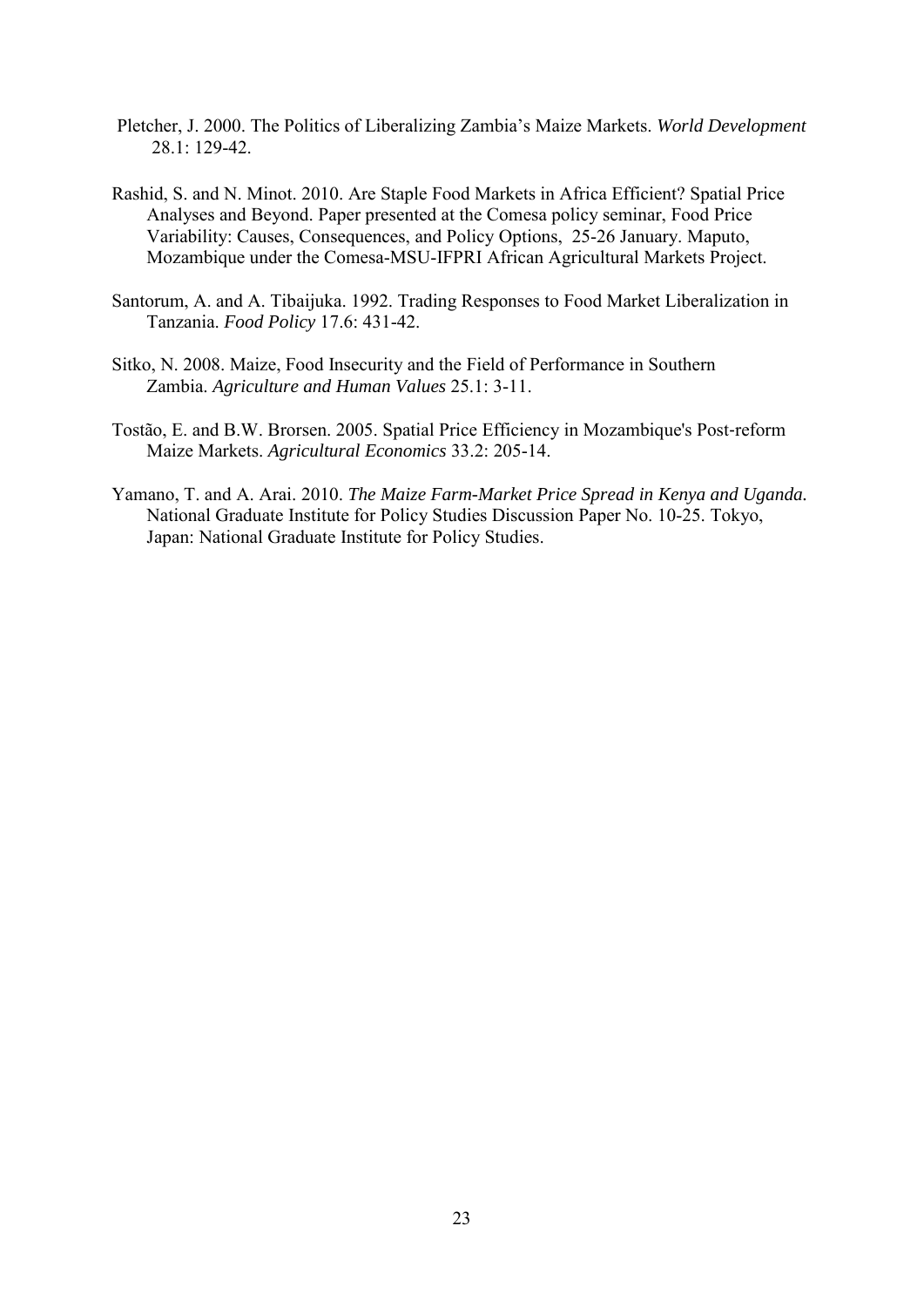Pletcher, J. 2000. The Politics of Liberalizing Zambia's Maize Markets. *World Development* 28.1: 129-42.

Rashid, S. and N. Minot. 2010. Are Staple Food Markets in Africa Efficient? Spatial Price Analyses and Beyond. Paper presented at the Comesa policy seminar, Food Price Variability: Causes, Consequences, and Policy Options, 25-26 January. Maputo, Mozambique under the Comesa-MSU-IFPRI African Agricultural Markets Project.

Santorum, A. and A. Tibaijuka. 1992. Trading Responses to Food Market Liberalization in Tanzania. *Food Policy* 17.6: 431-42.

Sitko, N. 2008. Maize, Food Insecurity and the Field of Performance in Southern Zambia. *Agriculture and Human Values* 25.1: 3-11.

Tostão, E. and B.W. Brorsen. 2005. Spatial Price Efficiency in Mozambique's Post-reform Maize Markets. *Agricultural Economics* 33.2: 205-14.

Yamano, T. and A. Arai. 2010. *The Maize Farm-Market Price Spread in Kenya and Uganda.* National Graduate Institute for Policy Studies Discussion Paper No. 10-25. Tokyo, Japan: National Graduate Institute for Policy Studies.